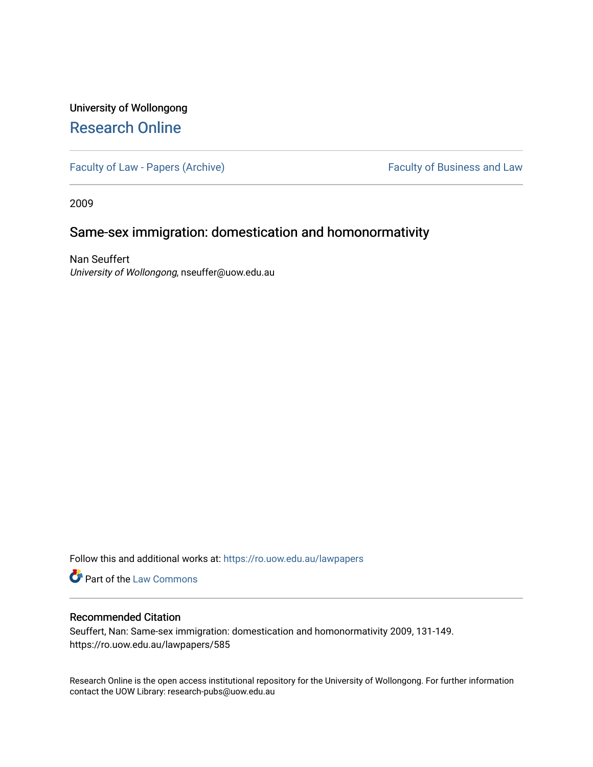University of Wollongong

# Research Online

Faculty of Law - Papers (Archive) | Faculty of Business and Law

2009

## Same-sex immigration: domestication and homonormativity

Nan Seuffert
*University of Wollongong*, nseuffer@uow.edu.au

Follow this and additional works at: https://ro.uow.edu.au/lawpapers

Part of the Law Commons

### Recommended Citation

Seuffert, Nan: Same-sex immigration: domestication and homonormativity 2009, 131-149.
https://ro.uow.edu.au/lawpapers/585

Research Online is the open access institutional repository for the University of Wollongong. For further information contact the UOW Library: research-pubs@uow.edu.au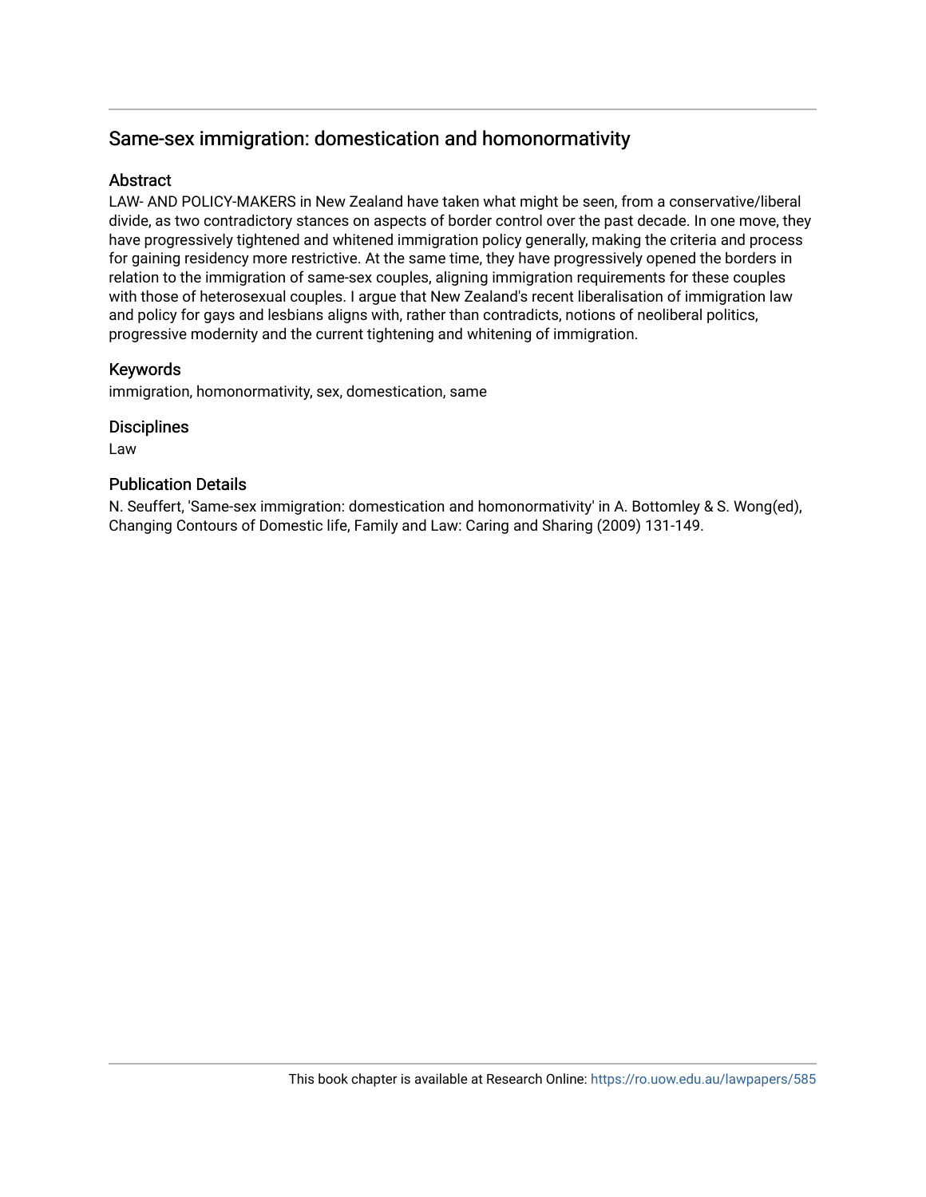# Same-sex immigration: domestication and homonormativity

## Abstract

LAW- AND POLICY-MAKERS in New Zealand have taken what might be seen, from a conservative/liberal divide, as two contradictory stances on aspects of border control over the past decade. In one move, they have progressively tightened and whitened immigration policy generally, making the criteria and process for gaining residency more restrictive. At the same time, they have progressively opened the borders in relation to the immigration of same-sex couples, aligning immigration requirements for these couples with those of heterosexual couples. I argue that New Zealand's recent liberalisation of immigration law and policy for gays and lesbians aligns with, rather than contradicts, notions of neoliberal politics, progressive modernity and the current tightening and whitening of immigration.

## Keywords

immigration, homonormativity, sex, domestication, same

## Disciplines

Law

## Publication Details

N. Seuffert, 'Same-sex immigration: domestication and homonormativity' in A. Bottomley & S. Wong(ed), Changing Contours of Domestic life, Family and Law: Caring and Sharing (2009) 131-149.

This book chapter is available at Research Online: https://ro.uow.edu.au/lawpapers/585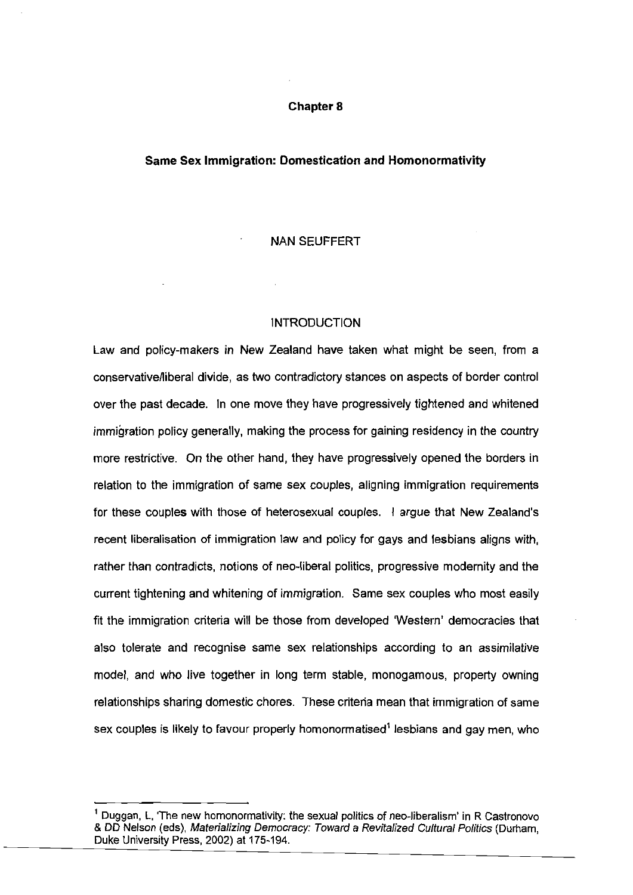# Chapter 8

## Same Sex Immigration: Domestication and Homonormativity

NAN SEUFFERT

### INTRODUCTION

Law and policy-makers in New Zealand have taken what might be seen, from a conservative/liberal divide, as two contradictory stances on aspects of border control over the past decade. In one move they have progressively tightened and whitened immigration policy generally, making the process for gaining residency in the country more restrictive. On the other hand, they have progressively opened the borders in relation to the immigration of same sex couples, aligning immigration requirements for these couples with those of heterosexual couples. I argue that New Zealand's recent liberalisation of immigration law and policy for gays and lesbians aligns with, rather than contradicts, notions of neo-liberal politics, progressive modernity and the current tightening and whitening of immigration. Same sex couples who most easily fit the immigration criteria will be those from developed 'Western' democracies that also tolerate and recognise same sex relationships according to an assimilative model, and who live together in long term stable, monogamous, property owning relationships sharing domestic chores. These criteria mean that immigration of same sex couples is likely to favour properly homonormatised[1] lesbians and gay men, who

[1] Duggan, L, 'The new homonormativity: the sexual politics of neo-liberalism' in R Castronovo & DD Nelson (eds), *Materializing Democracy: Toward a Revitalized Cultural Politics* (Durham, Duke University Press, 2002) at 175-194.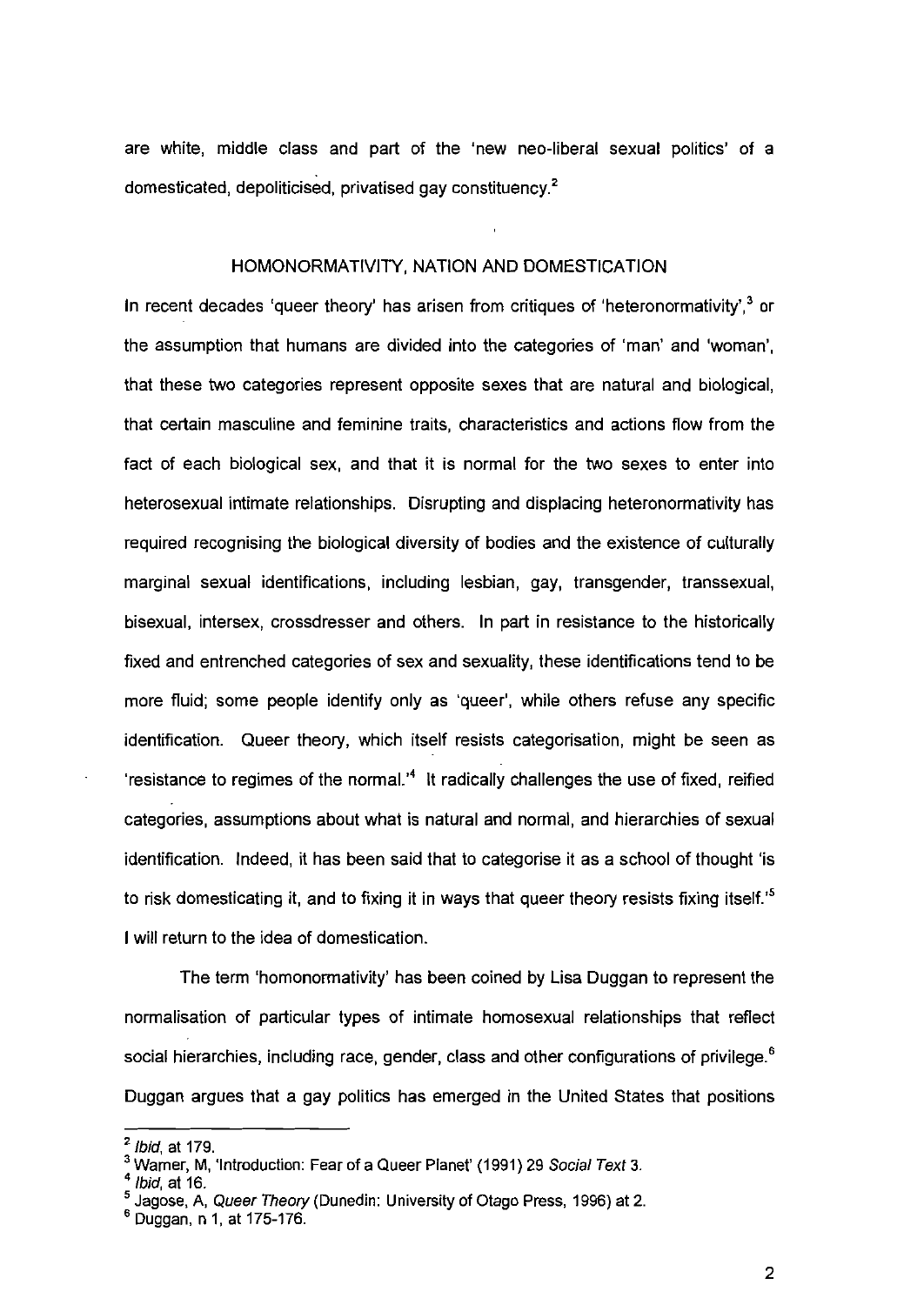are white, middle class and part of the 'new neo-liberal sexual politics' of a domesticated, depoliticised, privatised gay constituency.[2]

## HOMONORMATIVITY, NATION AND DOMESTICATION

In recent decades 'queer theory' has arisen from critiques of 'heteronormativity',[3] or the assumption that humans are divided into the categories of 'man' and 'woman', that these two categories represent opposite sexes that are natural and biological, that certain masculine and feminine traits, characteristics and actions flow from the fact of each biological sex, and that it is normal for the two sexes to enter into heterosexual intimate relationships. Disrupting and displacing heteronormativity has required recognising the biological diversity of bodies and the existence of culturally marginal sexual identifications, including lesbian, gay, transgender, transsexual, bisexual, intersex, crossdresser and others. In part in resistance to the historically fixed and entrenched categories of sex and sexuality, these identifications tend to be more fluid; some people identify only as 'queer', while others refuse any specific identification. Queer theory, which itself resists categorisation, might be seen as 'resistance to regimes of the normal.'[4] It radically challenges the use of fixed, reified categories, assumptions about what is natural and normal, and hierarchies of sexual identification. Indeed, it has been said that to categorise it as a school of thought 'is to risk domesticating it, and to fixing it in ways that queer theory resists fixing itself.'[5] I will return to the idea of domestication.

The term 'homonormativity' has been coined by Lisa Duggan to represent the normalisation of particular types of intimate homosexual relationships that reflect social hierarchies, including race, gender, class and other configurations of privilege.[6] Duggan argues that a gay politics has emerged in the United States that positions

---

[2] *Ibid*, at 179.

[3] Warner, M, 'Introduction: Fear of a Queer Planet' (1991) 29 *Social Text* 3.

[4] *Ibid*, at 16.

[5] Jagose, A, *Queer Theory* (Dunedin: University of Otago Press, 1996) at 2.

[6] Duggan, n 1, at 175-176.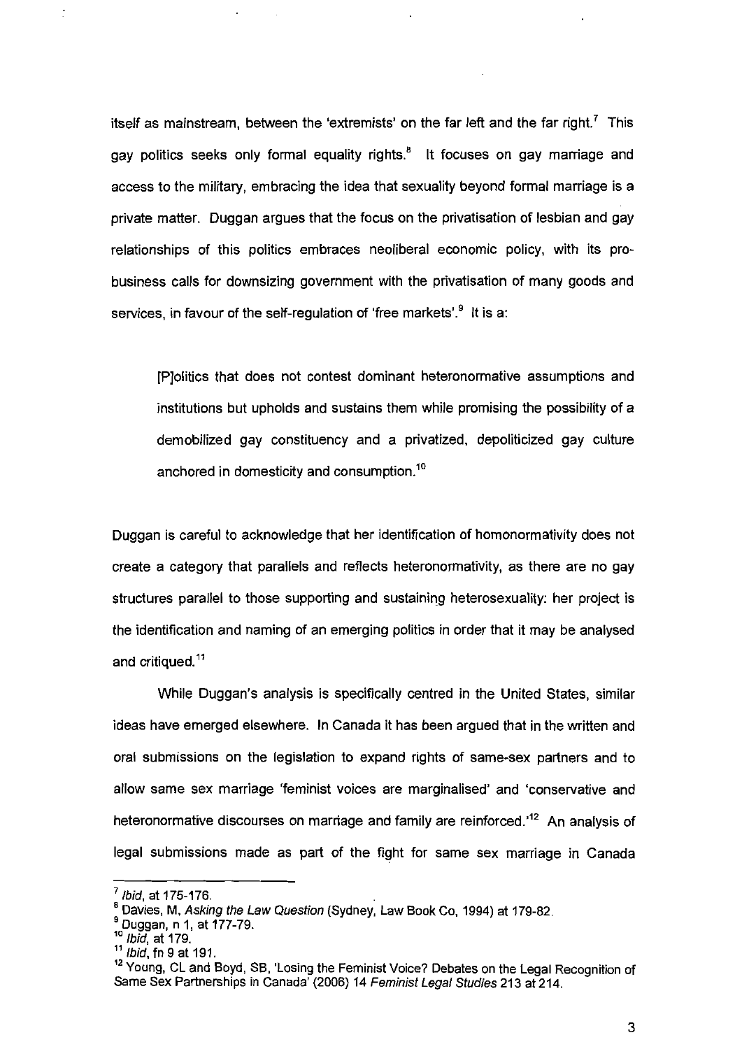itself as mainstream, between the 'extremists' on the far left and the far right.[7] This gay politics seeks only formal equality rights.[8] It focuses on gay marriage and access to the military, embracing the idea that sexuality beyond formal marriage is a private matter. Duggan argues that the focus on the privatisation of lesbian and gay relationships of this politics embraces neoliberal economic policy, with its pro-business calls for downsizing government with the privatisation of many goods and services, in favour of the self-regulation of 'free markets'.[9] It is a:

> [P]olitics that does not contest dominant heteronormative assumptions and institutions but upholds and sustains them while promising the possibility of a demobilized gay constituency and a privatized, depoliticized gay culture anchored in domesticity and consumption.[10]

Duggan is careful to acknowledge that her identification of homonormativity does not create a category that parallels and reflects heteronormativity, as there are no gay structures parallel to those supporting and sustaining heterosexuality: her project is the identification and naming of an emerging politics in order that it may be analysed and critiqued.[11]

While Duggan's analysis is specifically centred in the United States, similar ideas have emerged elsewhere. In Canada it has been argued that in the written and oral submissions on the legislation to expand rights of same-sex partners and to allow same sex marriage 'feminist voices are marginalised' and 'conservative and heteronormative discourses on marriage and family are reinforced.'[12] An analysis of legal submissions made as part of the fight for same sex marriage in Canada

---

[7] *Ibid*, at 175-176.

[8] Davies, M, *Asking the Law Question* (Sydney, Law Book Co, 1994) at 179-82.

[9] Duggan, n 1, at 177-79.

[10] *Ibid*, at 179.

[11] *Ibid*, fn 9 at 191.

[12] Young, CL and Boyd, SB, 'Losing the Feminist Voice? Debates on the Legal Recognition of Same Sex Partnerships in Canada' (2006) 14 *Feminist Legal Studies* 213 at 214.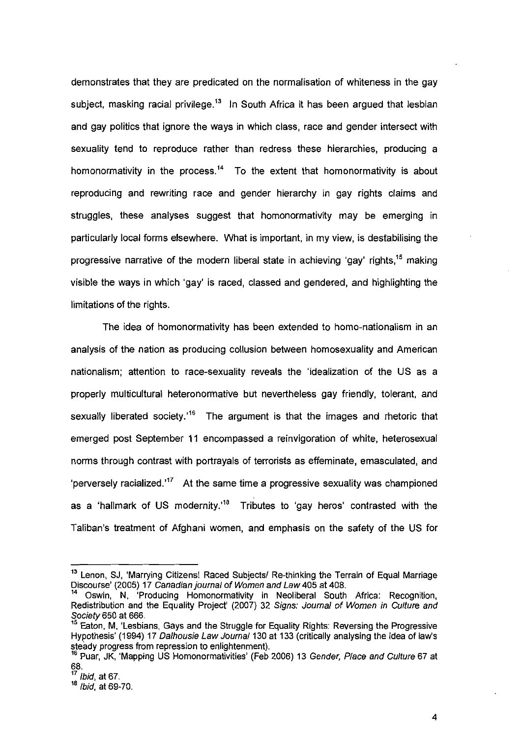demonstrates that they are predicated on the normalisation of whiteness in the gay subject, masking racial privilege.[13] In South Africa it has been argued that lesbian and gay politics that ignore the ways in which class, race and gender intersect with sexuality tend to reproduce rather than redress these hierarchies, producing a homonormativity in the process.[14] To the extent that homonormativity is about reproducing and rewriting race and gender hierarchy in gay rights claims and struggles, these analyses suggest that homonormativity may be emerging in particularly local forms elsewhere. What is important, in my view, is destabilising the progressive narrative of the modern liberal state in achieving 'gay' rights,[15] making visible the ways in which 'gay' is raced, classed and gendered, and highlighting the limitations of the rights.

The idea of homonormativity has been extended to homo-nationalism in an analysis of the nation as producing collusion between homosexuality and American nationalism; attention to race-sexuality reveals the 'idealization of the US as a properly multicultural heteronormative but nevertheless gay friendly, tolerant, and sexually liberated society.'[16] The argument is that the images and rhetoric that emerged post September 11 encompassed a reinvigoration of white, heterosexual norms through contrast with portrayals of terrorists as effeminate, emasculated, and 'perversely racialized.'[17] At the same time a progressive sexuality was championed as a 'hallmark of US modernity.'[18] Tributes to 'gay heros' contrasted with the Taliban's treatment of Afghani women, and emphasis on the safety of the US for

---

[13] Lenon, SJ, 'Marrying Citizens! Raced Subjects/ Re-thinking the Terrain of Equal Marriage Discourse' (2005) 17 *Canadian journal of Women and Law* 405 at 408.

[14] Oswin, N, 'Producing Homonormativity in Neoliberal South Africa: Recognition, Redistribution and the Equality Project' (2007) 32 *Signs: Journal of Women in Culture and Society* 650 at 666.

[15] Eaton, M, 'Lesbians, Gays and the Struggle for Equality Rights: Reversing the Progressive Hypothesis' (1994) 17 *Dalhousie Law Journal* 130 at 133 (critically analysing the idea of law's steady progress from repression to enlightenment).

[16] Puar, JK, 'Mapping US Homonormativities' (Feb 2006) 13 *Gender, Place and Culture* 67 at 68.

[17] *Ibid*, at 67.

[18] *Ibid*, at 69-70.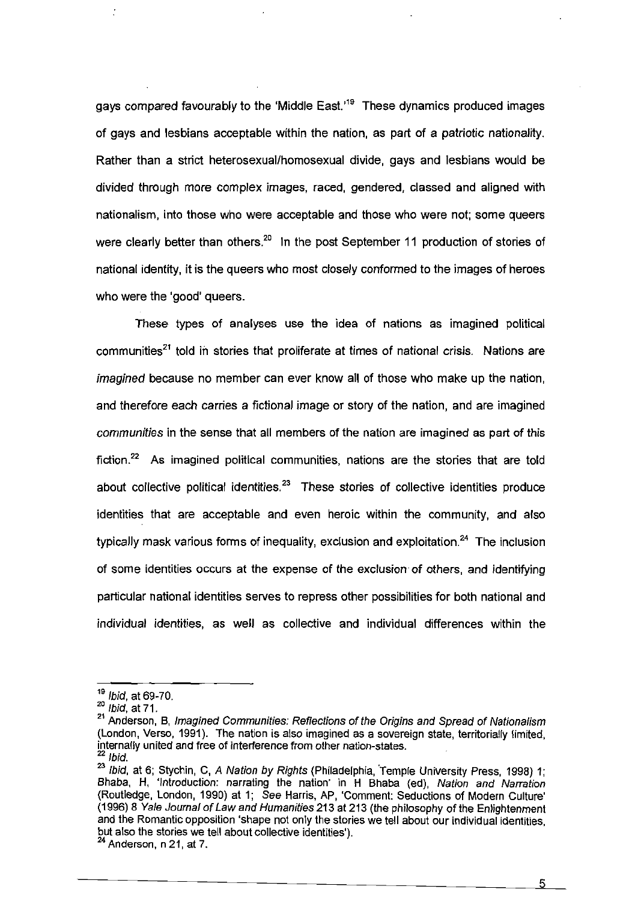gays compared favourably to the 'Middle East.'[19] These dynamics produced images of gays and lesbians acceptable within the nation, as part of a patriotic nationality. Rather than a strict heterosexual/homosexual divide, gays and lesbians would be divided through more complex images, raced, gendered, classed and aligned with nationalism, into those who were acceptable and those who were not; some queers were clearly better than others.[20] In the post September 11 production of stories of national identity, it is the queers who most closely conformed to the images of heroes who were the 'good' queers.

These types of analyses use the idea of nations as imagined political communities[21] told in stories that proliferate at times of national crisis. Nations are *imagined* because no member can ever know all of those who make up the nation, and therefore each carries a fictional image or story of the nation, and are imagined *communities* in the sense that all members of the nation are imagined as part of this fiction.[22] As imagined political communities, nations are the stories that are told about collective political identities.[23] These stories of collective identities produce identities that are acceptable and even heroic within the community, and also typically mask various forms of inequality, exclusion and exploitation.[24] The inclusion of some identities occurs at the expense of the exclusion of others, and identifying particular national identities serves to repress other possibilities for both national and individual identities, as well as collective and individual differences within the

---

[19] *Ibid*, at 69-70.

[20] *Ibid*, at 71.

[21] Anderson, B, *Imagined Communities: Reflections of the Origins and Spread of Nationalism* (London, Verso, 1991). The nation is also imagined as a sovereign state, territorially limited, internally united and free of interference from other nation-states.

[22] *Ibid*.

[23] *Ibid*, at 6; Stychin, C, *A Nation by Rights* (Philadelphia, Temple University Press, 1998) 1; Bhaba, H, 'Introduction: narrating the nation' in H Bhaba (ed), *Nation and Narration* (Routledge, London, 1990) at 1; *See* Harris, AP, 'Comment: Seductions of Modern Culture' (1996) 8 *Yale Journal of Law and Humanities* 213 at 213 (the philosophy of the Enlightenment and the Romantic opposition 'shape not only the stories we tell about our individual identities, but also the stories we tell about collective identities').

[24] Anderson, n 21, at 7.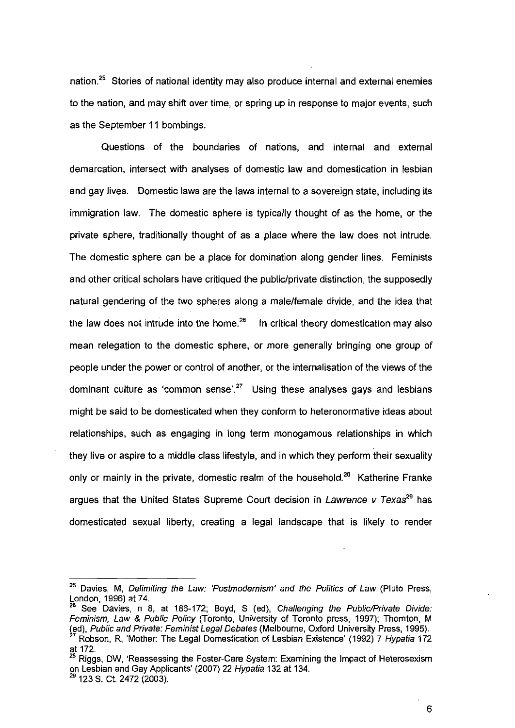nation.[25] Stories of national identity may also produce internal and external enemies to the nation, and may shift over time, or spring up in response to major events, such as the September 11 bombings.

Questions of the boundaries of nations, and internal and external demarcation, intersect with analyses of domestic law and domestication in lesbian and gay lives. Domestic laws are the laws internal to a sovereign state, including its immigration law. The domestic sphere is typically thought of as the home, or the private sphere, traditionally thought of as a place where the law does not intrude. The domestic sphere can be a place for domination along gender lines. Feminists and other critical scholars have critiqued the public/private distinction, the supposedly natural gendering of the two spheres along a male/female divide, and the idea that the law does not intrude into the home.[26] In critical theory domestication may also mean relegation to the domestic sphere, or more generally bringing one group of people under the power or control of another, or the internalisation of the views of the dominant culture as 'common sense'.[27] Using these analyses gays and lesbians might be said to be domesticated when they conform to heteronormative ideas about relationships, such as engaging in long term monogamous relationships in which they live or aspire to a middle class lifestyle, and in which they perform their sexuality only or mainly in the private, domestic realm of the household.[28] Katherine Franke argues that the United States Supreme Court decision in *Lawrence v Texas*[29] has domesticated sexual liberty, creating a legal landscape that is likely to render

---

[25] Davies, M, *Delimiting the Law: 'Postmodernism' and the Politics of Law* (Pluto Press, London, 1996) at 74.

[26] See Davies, n 8, at 186-172; Boyd, S (ed), *Challenging the Public/Private Divide: Feminism, Law & Public Policy* (Toronto, University of Toronto press, 1997); Thornton, M (ed), *Public and Private: Feminist Legal Debates* (Melbourne, Oxford University Press, 1995).

[27] Robson, R, 'Mother: The Legal Domestication of Lesbian Existence' (1992) 7 *Hypatia* 172 at 172.

[28] Riggs, DW, 'Reassessing the Foster-Care System: Examining the Impact of Heterosexism on Lesbian and Gay Applicants' (2007) 22 *Hypatia* 132 at 134.

[29] 123 S. Ct. 2472 (2003).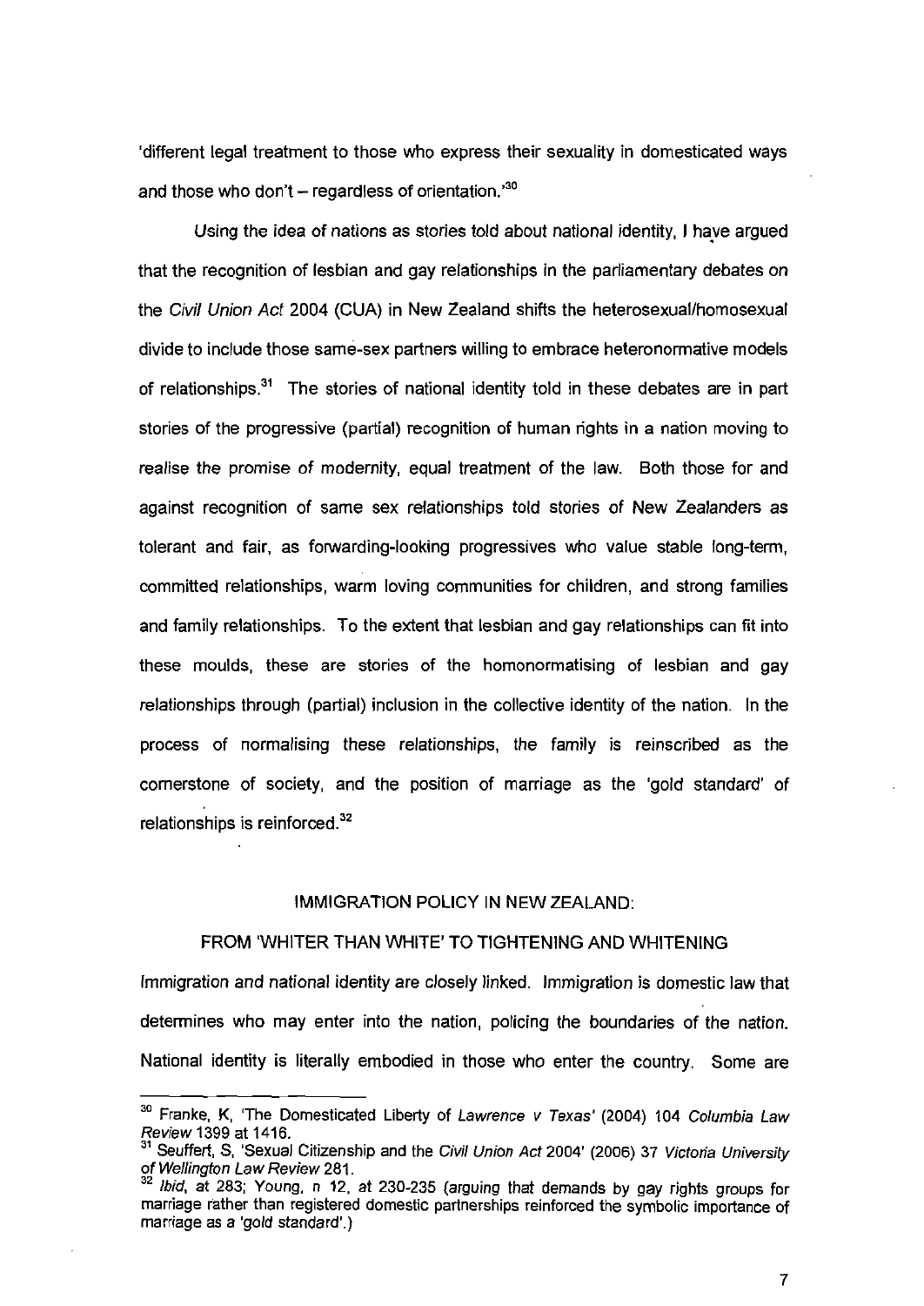'different legal treatment to those who express their sexuality in domesticated ways and those who don't – regardless of orientation.'[30]

Using the idea of nations as stories told about national identity, I have argued that the recognition of lesbian and gay relationships in the parliamentary debates on the *Civil Union Act* 2004 (CUA) in New Zealand shifts the heterosexual/homosexual divide to include those same-sex partners willing to embrace heteronormative models of relationships.[31] The stories of national identity told in these debates are in part stories of the progressive (partial) recognition of human rights in a nation moving to realise the promise of modernity, equal treatment of the law. Both those for and against recognition of same sex relationships told stories of New Zealanders as tolerant and fair, as forwarding-looking progressives who value stable long-term, committed relationships, warm loving communities for children, and strong families and family relationships. To the extent that lesbian and gay relationships can fit into these moulds, these are stories of the homonormatising of lesbian and gay relationships through (partial) inclusion in the collective identity of the nation. In the process of normalising these relationships, the family is reinscribed as the cornerstone of society, and the position of marriage as the 'gold standard' of relationships is reinforced.[32]

## IMMIGRATION POLICY IN NEW ZEALAND:
## FROM 'WHITER THAN WHITE' TO TIGHTENING AND WHITENING

Immigration and national identity are closely linked. Immigration is domestic law that determines who may enter into the nation, policing the boundaries of the nation. National identity is literally embodied in those who enter the country. Some are

---

[30] Franke, K, 'The Domesticated Liberty of *Lawrence v Texas*' (2004) 104 *Columbia Law Review* 1399 at 1416.

[31] Seuffert, S, 'Sexual Citizenship and the *Civil Union Act* 2004' (2006) 37 *Victoria University of Wellington Law Review* 281.

[32] *Ibid*, at 283; Young, n 12, at 230-235 (arguing that demands by gay rights groups for marriage rather than registered domestic partnerships reinforced the symbolic importance of marriage as a 'gold standard'.)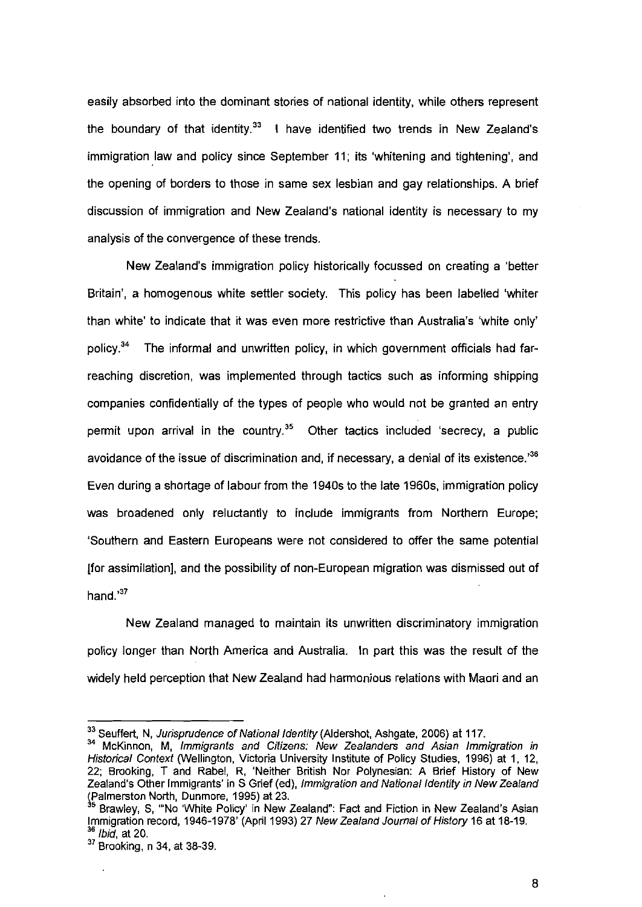easily absorbed into the dominant stories of national identity, while others represent the boundary of that identity.[33] I have identified two trends in New Zealand's immigration law and policy since September 11; its 'whitening and tightening', and the opening of borders to those in same sex lesbian and gay relationships. A brief discussion of immigration and New Zealand's national identity is necessary to my analysis of the convergence of these trends.

New Zealand's immigration policy historically focussed on creating a 'better Britain', a homogenous white settler society. This policy has been labelled 'whiter than white' to indicate that it was even more restrictive than Australia's 'white only' policy.[34] The informal and unwritten policy, in which government officials had far-reaching discretion, was implemented through tactics such as informing shipping companies confidentially of the types of people who would not be granted an entry permit upon arrival in the country.[35] Other tactics included 'secrecy, a public avoidance of the issue of discrimination and, if necessary, a denial of its existence.'[36] Even during a shortage of labour from the 1940s to the late 1960s, immigration policy was broadened only reluctantly to include immigrants from Northern Europe; 'Southern and Eastern Europeans were not considered to offer the same potential [for assimilation], and the possibility of non-European migration was dismissed out of hand.'[37]

New Zealand managed to maintain its unwritten discriminatory immigration policy longer than North America and Australia. In part this was the result of the widely held perception that New Zealand had harmonious relations with Maori and an

---

[33] Seuffert, N, *Jurisprudence of National Identity* (Aldershot, Ashgate, 2006) at 117.

[34] McKinnon, M, *Immigrants and Citizens: New Zealanders and Asian Immigration in Historical Context* (Wellington, Victoria University Institute of Policy Studies, 1996) at 1, 12, 22; Brooking, T and Rabel, R, 'Neither British Nor Polynesian: A Brief History of New Zealand's Other Immigrants' in S Grief (ed), *Immigration and National Identity in New Zealand* (Palmerston North, Dunmore, 1995) at 23.

[35] Brawley, S, '"No 'White Policy' in New Zealand": Fact and Fiction in New Zealand's Asian Immigration record, 1946-1978' (April 1993) 27 *New Zealand Journal of History* 16 at 18-19.

[36] *Ibid*, at 20.

[37] Brooking, n 34, at 38-39.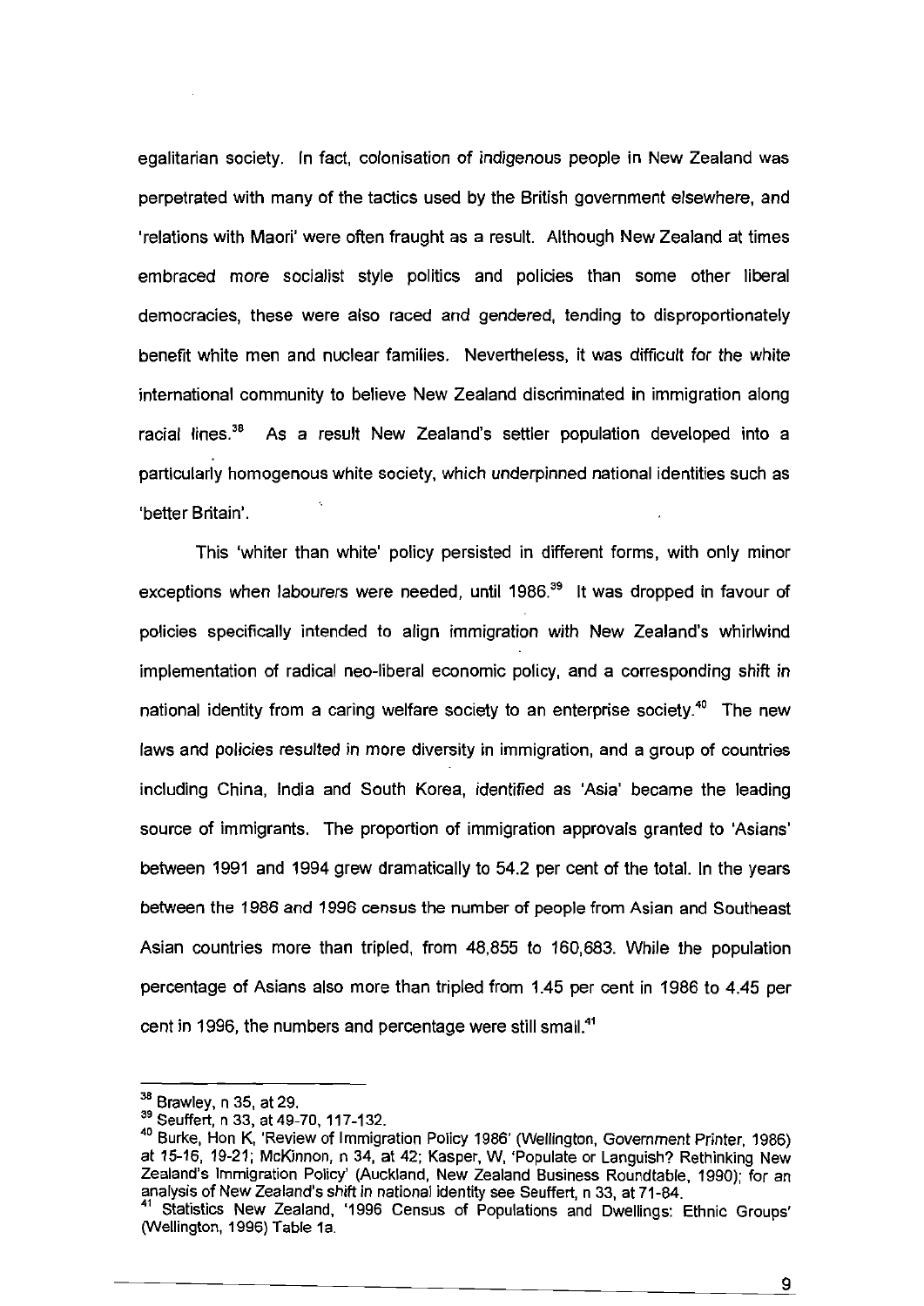egalitarian society. In fact, colonisation of indigenous people in New Zealand was perpetrated with many of the tactics used by the British government elsewhere, and 'relations with Maori' were often fraught as a result. Although New Zealand at times embraced more socialist style politics and policies than some other liberal democracies, these were also raced and gendered, tending to disproportionately benefit white men and nuclear families. Nevertheless, it was difficult for the white international community to believe New Zealand discriminated in immigration along racial lines.[38] As a result New Zealand's settler population developed into a particularly homogenous white society, which underpinned national identities such as 'better Britain'.

This 'whiter than white' policy persisted in different forms, with only minor exceptions when labourers were needed, until 1986.[39] It was dropped in favour of policies specifically intended to align immigration with New Zealand's whirlwind implementation of radical neo-liberal economic policy, and a corresponding shift in national identity from a caring welfare society to an enterprise society.[40] The new laws and policies resulted in more diversity in immigration, and a group of countries including China, India and South Korea, identified as 'Asia' became the leading source of immigrants. The proportion of immigration approvals granted to 'Asians' between 1991 and 1994 grew dramatically to 54.2 per cent of the total. In the years between the 1986 and 1996 census the number of people from Asian and Southeast Asian countries more than tripled, from 48,855 to 160,683. While the population percentage of Asians also more than tripled from 1.45 per cent in 1986 to 4.45 per cent in 1996, the numbers and percentage were still small.[41]

---

[38] Brawley, n 35, at 29.

[39] Seuffert, n 33, at 49-70, 117-132.

[40] Burke, Hon K, 'Review of Immigration Policy 1986' (Wellington, Government Printer, 1986) at 15-16, 19-21; McKinnon, n 34, at 42; Kasper, W, 'Populate or Languish? Rethinking New Zealand's Immigration Policy' (Auckland, New Zealand Business Roundtable, 1990); for an analysis of New Zealand's shift in national identity see Seuffert, n 33, at 71-84.

[41] Statistics New Zealand, '1996 Census of Populations and Dwellings: Ethnic Groups' (Wellington, 1996) Table 1a.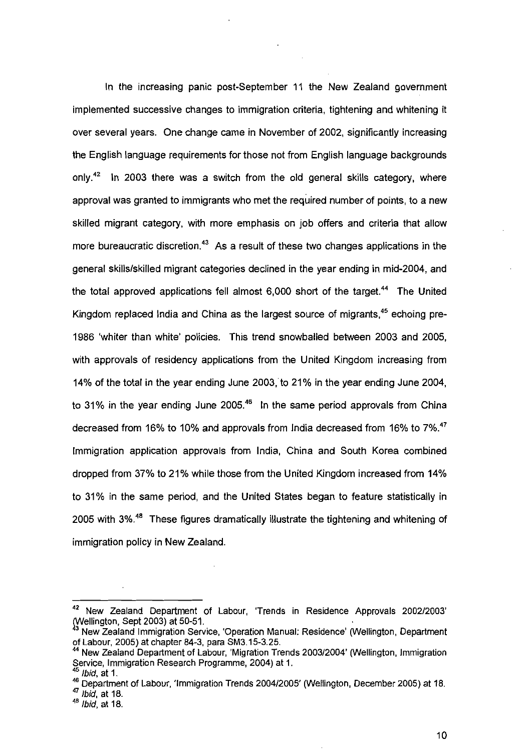In the increasing panic post-September 11 the New Zealand government implemented successive changes to immigration criteria, tightening and whitening it over several years. One change came in November of 2002, significantly increasing the English language requirements for those not from English language backgrounds only.[42] In 2003 there was a switch from the old general skills category, where approval was granted to immigrants who met the required number of points, to a new skilled migrant category, with more emphasis on job offers and criteria that allow more bureaucratic discretion.[43] As a result of these two changes applications in the general skills/skilled migrant categories declined in the year ending in mid-2004, and the total approved applications fell almost 6,000 short of the target.[44] The United Kingdom replaced India and China as the largest source of migrants,[45] echoing pre-1986 'whiter than white' policies. This trend snowballed between 2003 and 2005, with approvals of residency applications from the United Kingdom increasing from 14% of the total in the year ending June 2003, to 21% in the year ending June 2004, to 31% in the year ending June 2005.[46] In the same period approvals from China decreased from 16% to 10% and approvals from India decreased from 16% to 7%.[47] Immigration application approvals from India, China and South Korea combined dropped from 37% to 21% while those from the United Kingdom increased from 14% to 31% in the same period, and the United States began to feature statistically in 2005 with 3%.[48] These figures dramatically illustrate the tightening and whitening of immigration policy in New Zealand.

---

[42] New Zealand Department of Labour, 'Trends in Residence Approvals 2002/2003' (Wellington, Sept 2003) at 50-51.

[43] New Zealand Immigration Service, 'Operation Manual: Residence' (Wellington, Department of Labour, 2005) at chapter 84-3, para SM3.15-3.25.

[44] New Zealand Department of Labour, 'Migration Trends 2003/2004' (Wellington, Immigration Service, Immigration Research Programme, 2004) at 1.

[45] *Ibid*, at 1.

[46] Department of Labour, 'Immigration Trends 2004/2005' (Wellington, December 2005) at 18.

[47] *Ibid*, at 18.

[48] *Ibid*, at 18.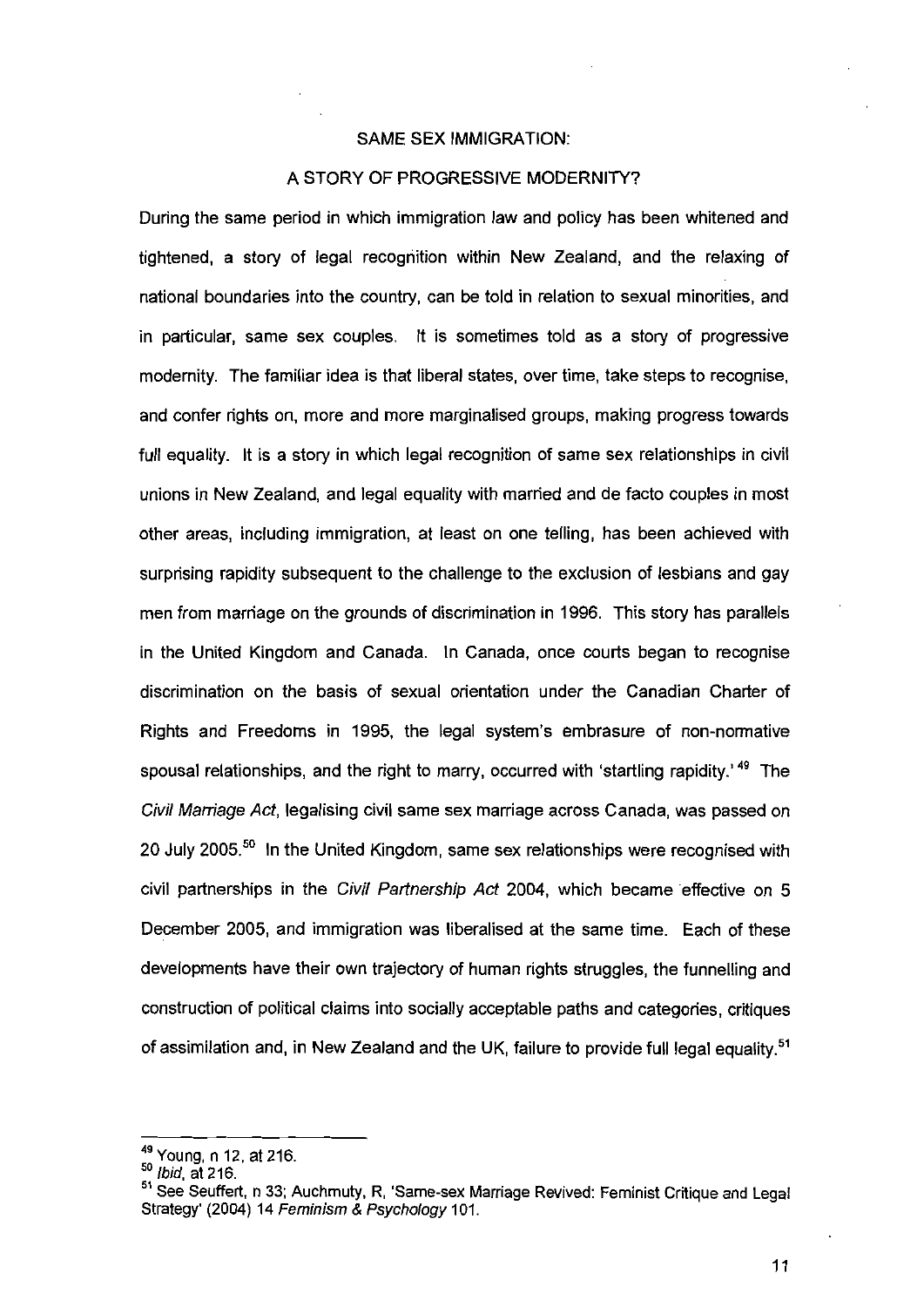## SAME SEX IMMIGRATION:

## A STORY OF PROGRESSIVE MODERNITY?

During the same period in which immigration law and policy has been whitened and tightened, a story of legal recognition within New Zealand, and the relaxing of national boundaries into the country, can be told in relation to sexual minorities, and in particular, same sex couples. It is sometimes told as a story of progressive modernity. The familiar idea is that liberal states, over time, take steps to recognise, and confer rights on, more and more marginalised groups, making progress towards full equality. It is a story in which legal recognition of same sex relationships in civil unions in New Zealand, and legal equality with married and de facto couples in most other areas, including immigration, at least on one telling, has been achieved with surprising rapidity subsequent to the challenge to the exclusion of lesbians and gay men from marriage on the grounds of discrimination in 1996. This story has parallels in the United Kingdom and Canada. In Canada, once courts began to recognise discrimination on the basis of sexual orientation under the Canadian Charter of Rights and Freedoms in 1995, the legal system's embrasure of non-normative spousal relationships, and the right to marry, occurred with 'startling rapidity.'[49] The *Civil Marriage Act*, legalising civil same sex marriage across Canada, was passed on 20 July 2005.[50] In the United Kingdom, same sex relationships were recognised with civil partnerships in the *Civil Partnership Act* 2004, which became effective on 5 December 2005, and immigration was liberalised at the same time. Each of these developments have their own trajectory of human rights struggles, the funnelling and construction of political claims into socially acceptable paths and categories, critiques of assimilation and, in New Zealand and the UK, failure to provide full legal equality.[51]

---

[49] Young, n 12, at 216.

[50] *Ibid*, at 216.

[51] See Seuffert, n 33; Auchmuty, R, 'Same-sex Marriage Revived: Feminist Critique and Legal Strategy' (2004) 14 *Feminism & Psychology* 101.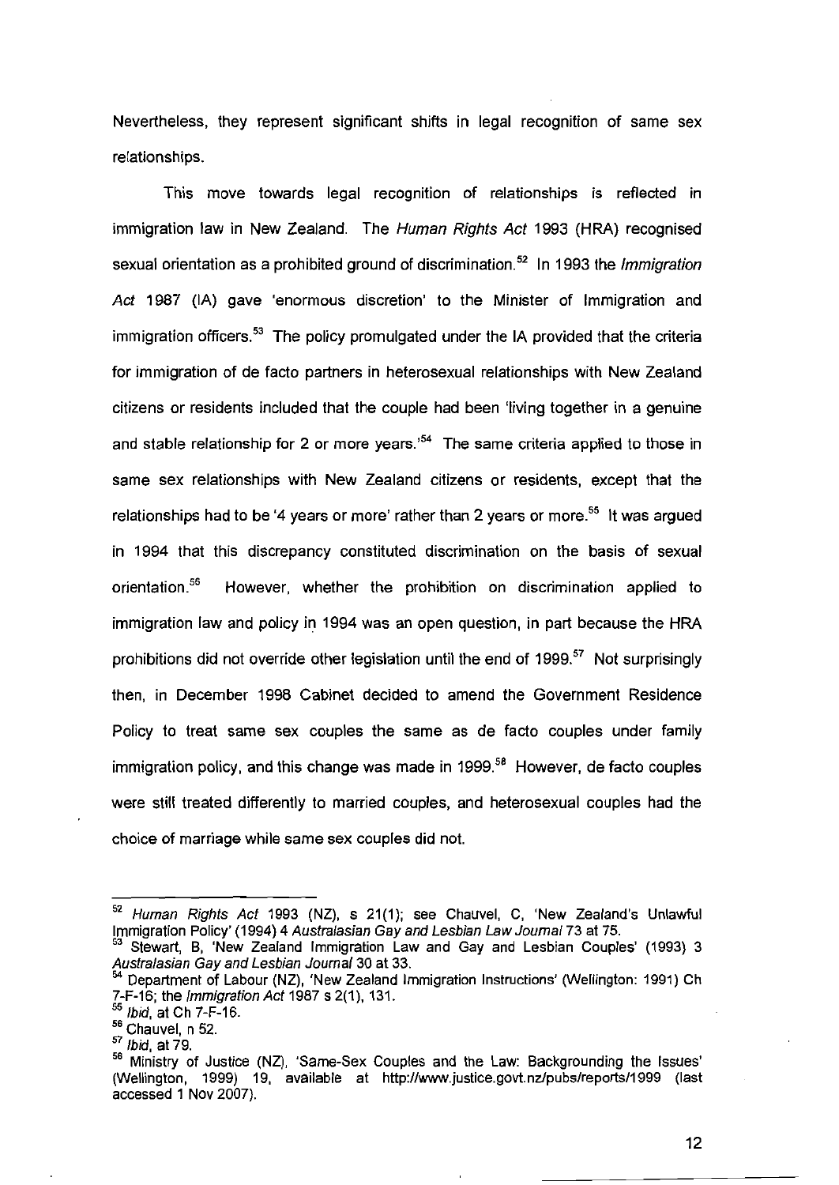Nevertheless, they represent significant shifts in legal recognition of same sex relationships.

This move towards legal recognition of relationships is reflected in immigration law in New Zealand. The *Human Rights Act* 1993 (HRA) recognised sexual orientation as a prohibited ground of discrimination.[52] In 1993 the *Immigration Act* 1987 (IA) gave 'enormous discretion' to the Minister of Immigration and immigration officers.[53] The policy promulgated under the IA provided that the criteria for immigration of de facto partners in heterosexual relationships with New Zealand citizens or residents included that the couple had been 'living together in a genuine and stable relationship for 2 or more years.'[54] The same criteria applied to those in same sex relationships with New Zealand citizens or residents, except that the relationships had to be '4 years or more' rather than 2 years or more.[55] It was argued in 1994 that this discrepancy constituted discrimination on the basis of sexual orientation.[56] However, whether the prohibition on discrimination applied to immigration law and policy in 1994 was an open question, in part because the HRA prohibitions did not override other legislation until the end of 1999.[57] Not surprisingly then, in December 1998 Cabinet decided to amend the Government Residence Policy to treat same sex couples the same as de facto couples under family immigration policy, and this change was made in 1999.[58] However, de facto couples were still treated differently to married couples, and heterosexual couples had the choice of marriage while same sex couples did not.

---

[52] *Human Rights Act* 1993 (NZ), s 21(1); see Chauvel, C, 'New Zealand's Unlawful Immigration Policy' (1994) 4 *Australasian Gay and Lesbian Law Journal* 73 at 75.

[53] Stewart, B, 'New Zealand Immigration Law and Gay and Lesbian Couples' (1993) 3 *Australasian Gay and Lesbian Journal* 30 at 33.

[54] Department of Labour (NZ), 'New Zealand Immigration Instructions' (Wellington: 1991) Ch 7-F-16; the *Immigration Act* 1987 s 2(1), 131.

[55] *Ibid*, at Ch 7-F-16.

[56] Chauvel, n 52.

[57] *Ibid*, at 79.

[58] Ministry of Justice (NZ), 'Same-Sex Couples and the Law: Backgrounding the Issues' (Wellington, 1999) 19, available at http://www.justice.govt.nz/pubs/reports/1999 (last accessed 1 Nov 2007).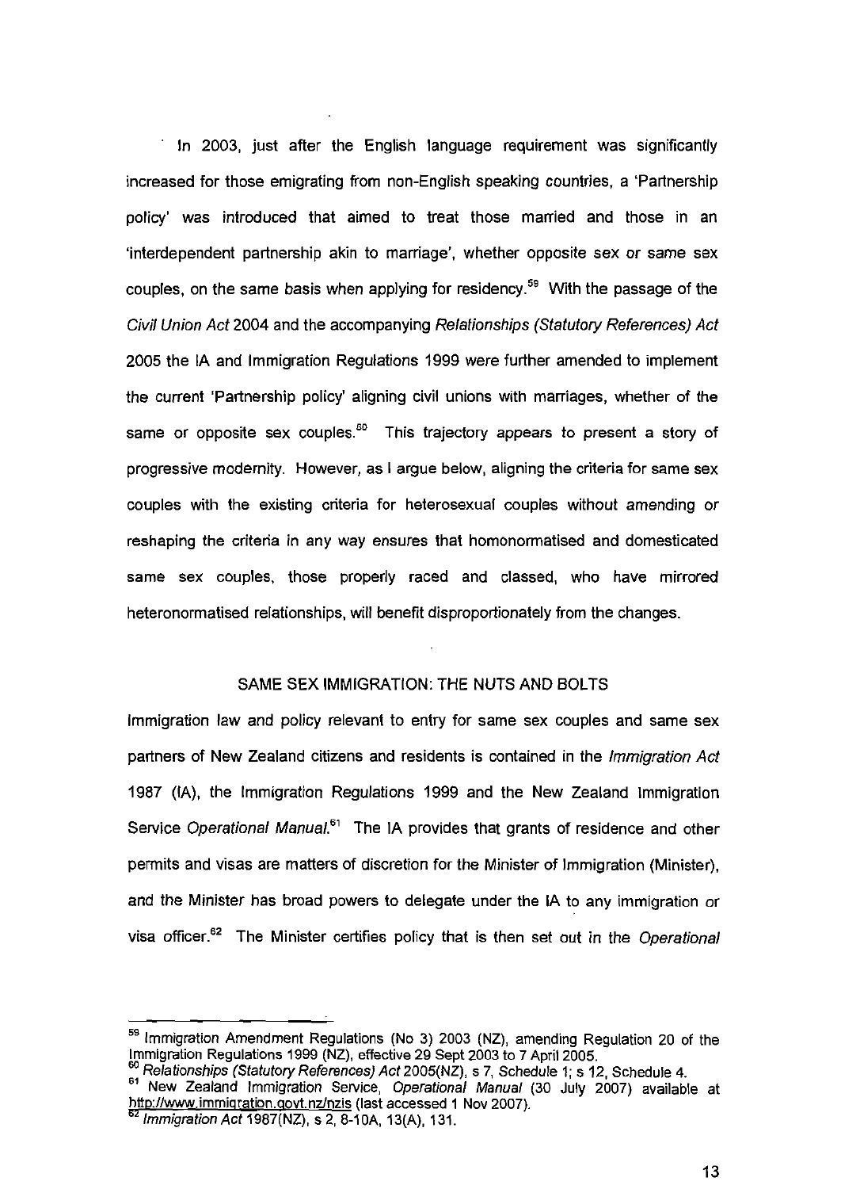In 2003, just after the English language requirement was significantly increased for those emigrating from non-English speaking countries, a 'Partnership policy' was introduced that aimed to treat those married and those in an 'interdependent partnership akin to marriage', whether opposite sex or same sex couples, on the same basis when applying for residency.[59] With the passage of the *Civil Union Act* 2004 and the accompanying *Relationships (Statutory References) Act* 2005 the IA and Immigration Regulations 1999 were further amended to implement the current 'Partnership policy' aligning civil unions with marriages, whether of the same or opposite sex couples.[60] This trajectory appears to present a story of progressive modernity. However, as I argue below, aligning the criteria for same sex couples with the existing criteria for heterosexual couples without amending or reshaping the criteria in any way ensures that homonormatised and domesticated same sex couples, those properly raced and classed, who have mirrored heteronormatised relationships, will benefit disproportionately from the changes.

## SAME SEX IMMIGRATION: THE NUTS AND BOLTS

Immigration law and policy relevant to entry for same sex couples and same sex partners of New Zealand citizens and residents is contained in the *Immigration Act* 1987 (IA), the Immigration Regulations 1999 and the New Zealand Immigration Service *Operational Manual*.[61] The IA provides that grants of residence and other permits and visas are matters of discretion for the Minister of Immigration (Minister), and the Minister has broad powers to delegate under the IA to any immigration or visa officer.[62] The Minister certifies policy that is then set out in the *Operational*

---

[59] Immigration Amendment Regulations (No 3) 2003 (NZ), amending Regulation 20 of the Immigration Regulations 1999 (NZ), effective 29 Sept 2003 to 7 April 2005.

[60] *Relationships (Statutory References) Act* 2005(NZ), s 7, Schedule 1; s 12, Schedule 4.

[61] New Zealand Immigration Service, *Operational Manual* (30 July 2007) available at http://www.immigration.govt.nz/nzis (last accessed 1 Nov 2007).

[62] *Immigration Act* 1987(NZ), s 2, 8-10A, 13(A), 131.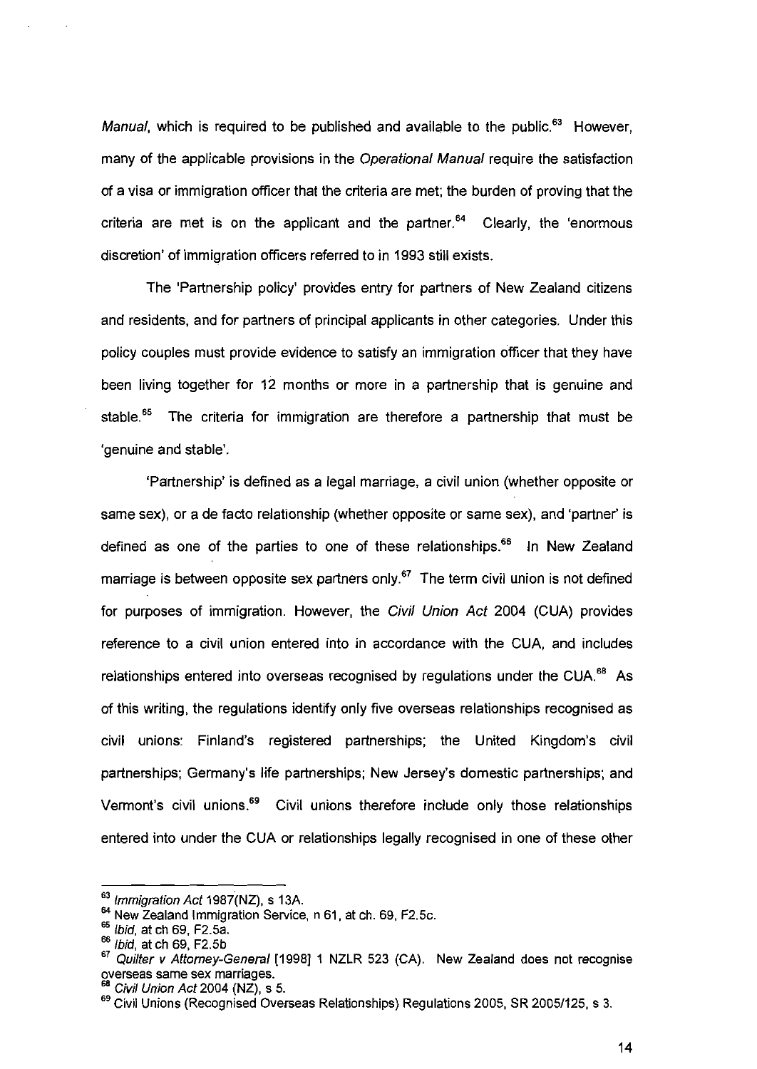*Manual*, which is required to be published and available to the public.[63] However, many of the applicable provisions in the *Operational Manual* require the satisfaction of a visa or immigration officer that the criteria are met; the burden of proving that the criteria are met is on the applicant and the partner.[64] Clearly, the 'enormous discretion' of immigration officers referred to in 1993 still exists.

The 'Partnership policy' provides entry for partners of New Zealand citizens and residents, and for partners of principal applicants in other categories. Under this policy couples must provide evidence to satisfy an immigration officer that they have been living together for 12 months or more in a partnership that is genuine and stable.[65] The criteria for immigration are therefore a partnership that must be 'genuine and stable'.

'Partnership' is defined as a legal marriage, a civil union (whether opposite or same sex), or a de facto relationship (whether opposite or same sex), and 'partner' is defined as one of the parties to one of these relationships.[66] In New Zealand marriage is between opposite sex partners only.[67] The term civil union is not defined for purposes of immigration. However, the *Civil Union Act* 2004 (CUA) provides reference to a civil union entered into in accordance with the CUA, and includes relationships entered into overseas recognised by regulations under the CUA.[68] As of this writing, the regulations identify only five overseas relationships recognised as civil unions: Finland's registered partnerships; the United Kingdom's civil partnerships; Germany's life partnerships; New Jersey's domestic partnerships; and Vermont's civil unions.[69] Civil unions therefore include only those relationships entered into under the CUA or relationships legally recognised in one of these other

---

[63] *Immigration Act* 1987(NZ), s 13A.

[64] New Zealand Immigration Service, n 61, at ch. 69, F2.5c.

[65] *Ibid*, at ch 69, F2.5a.

[66] *Ibid*, at ch 69, F2.5b

[67] *Quilter v Attorney-General* [1998] 1 NZLR 523 (CA). New Zealand does not recognise overseas same sex marriages.

[68] *Civil Union Act* 2004 (NZ), s 5.

[69] Civil Unions (Recognised Overseas Relationships) Regulations 2005, SR 2005/125, s 3.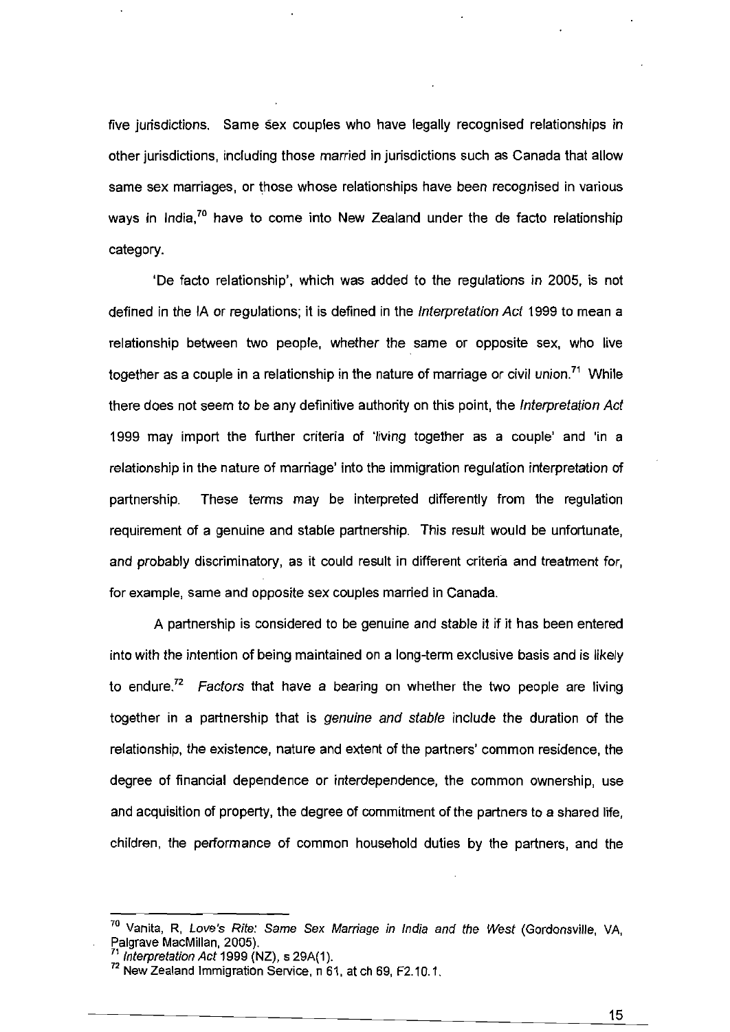five jurisdictions. Same sex couples who have legally recognised relationships in other jurisdictions, including those married in jurisdictions such as Canada that allow same sex marriages, or those whose relationships have been recognised in various ways in India,[70] have to come into New Zealand under the de facto relationship category.

'De facto relationship', which was added to the regulations in 2005, is not defined in the IA or regulations; it is defined in the *Interpretation Act* 1999 to mean a relationship between two people, whether the same or opposite sex, who live together as a couple in a relationship in the nature of marriage or civil union.[71] While there does not seem to be any definitive authority on this point, the *Interpretation Act* 1999 may import the further criteria of 'living together as a couple' and 'in a relationship in the nature of marriage' into the immigration regulation interpretation of partnership. These terms may be interpreted differently from the regulation requirement of a genuine and stable partnership. This result would be unfortunate, and probably discriminatory, as it could result in different criteria and treatment for, for example, same and opposite sex couples married in Canada.

A partnership is considered to be genuine and stable it if it has been entered into with the intention of being maintained on a long-term exclusive basis and is likely to endure.[72] *Factors* that have a bearing on whether the two people are living together in a partnership that is *genuine and stable* include the duration of the relationship, the existence, nature and extent of the partners' common residence, the degree of financial dependence or interdependence, the common ownership, use and acquisition of property, the degree of commitment of the partners to a shared life, children, the performance of common household duties by the partners, and the

---

[70] Vanita, R, *Love's Rite: Same Sex Marriage in India and the West* (Gordonsville, VA, Palgrave MacMillan, 2005).

[71] *Interpretation Act* 1999 (NZ), s 29A(1).

[72] New Zealand Immigration Service, n 61, at ch 69, F2.10.1.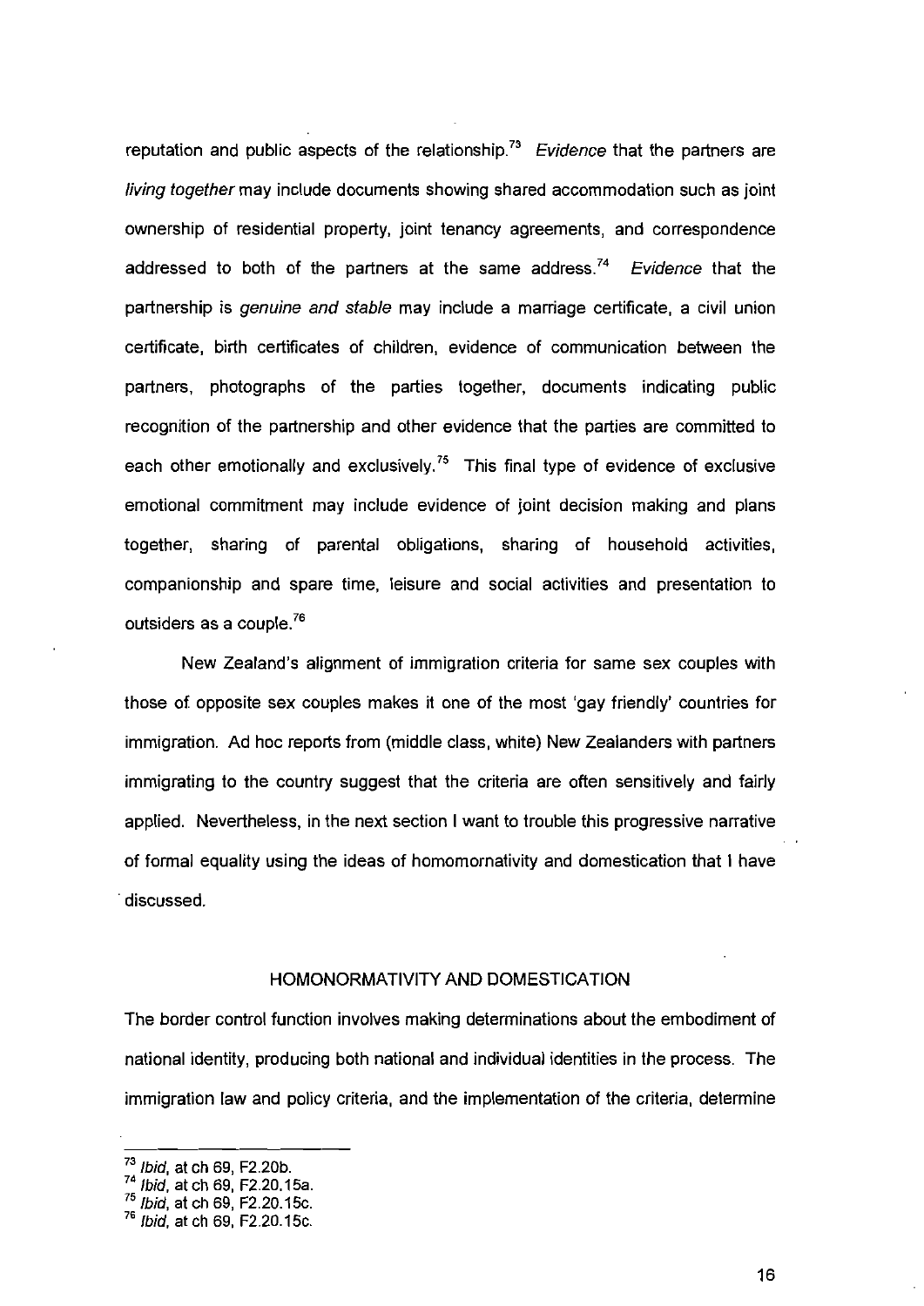reputation and public aspects of the relationship.[73] *Evidence* that the partners are *living together* may include documents showing shared accommodation such as joint ownership of residential property, joint tenancy agreements, and correspondence addressed to both of the partners at the same address.[74] *Evidence* that the partnership is *genuine and stable* may include a marriage certificate, a civil union certificate, birth certificates of children, evidence of communication between the partners, photographs of the parties together, documents indicating public recognition of the partnership and other evidence that the parties are committed to each other emotionally and exclusively.[75] This final type of evidence of exclusive emotional commitment may include evidence of joint decision making and plans together, sharing of parental obligations, sharing of household activities, companionship and spare time, leisure and social activities and presentation to outsiders as a couple.[76]

New Zealand's alignment of immigration criteria for same sex couples with those of opposite sex couples makes it one of the most 'gay friendly' countries for immigration. Ad hoc reports from (middle class, white) New Zealanders with partners immigrating to the country suggest that the criteria are often sensitively and fairly applied. Nevertheless, in the next section I want to trouble this progressive narrative of formal equality using the ideas of homomornativity and domestication that I have discussed.

## HOMONORMATIVITY AND DOMESTICATION

The border control function involves making determinations about the embodiment of national identity, producing both national and individual identities in the process. The immigration law and policy criteria, and the implementation of the criteria, determine

---

[73] *Ibid*, at ch 69, F2.20b.

[74] *Ibid*, at ch 69, F2.20.15a.

[75] *Ibid*, at ch 69, F2.20.15c.

[76] *Ibid*, at ch 69, F2.20.15c.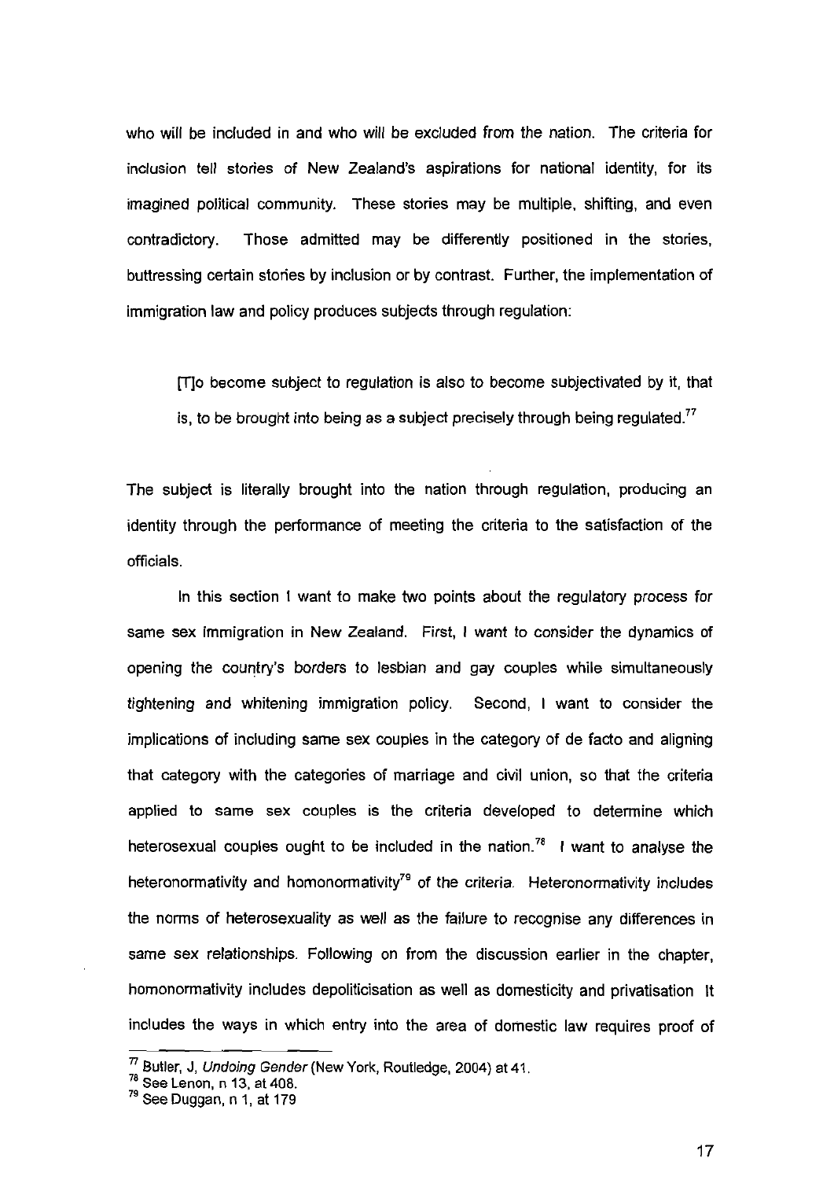who will be included in and who will be excluded from the nation. The criteria for inclusion tell stories of New Zealand's aspirations for national identity, for its imagined political community. These stories may be multiple, shifting, and even contradictory. Those admitted may be differently positioned in the stories, buttressing certain stories by inclusion or by contrast. Further, the implementation of immigration law and policy produces subjects through regulation:

> [T]o become subject to regulation is also to become subjectivated by it, that is, to be brought into being as a subject precisely through being regulated.[77]

The subject is literally brought into the nation through regulation, producing an identity through the performance of meeting the criteria to the satisfaction of the officials.

In this section I want to make two points about the regulatory process for same sex immigration in New Zealand. First, I want to consider the dynamics of opening the country's borders to lesbian and gay couples while simultaneously tightening and whitening immigration policy. Second, I want to consider the implications of including same sex couples in the category of de facto and aligning that category with the categories of marriage and civil union, so that the criteria applied to same sex couples is the criteria developed to determine which heterosexual couples ought to be included in the nation.[78] I want to analyse the heteronormativity and homonormativity[79] of the criteria. Heteronormativity includes the norms of heterosexuality as well as the failure to recognise any differences in same sex relationships. Following on from the discussion earlier in the chapter, homonormativity includes depoliticisation as well as domesticity and privatisation It includes the ways in which entry into the area of domestic law requires proof of

---

[77] Butler, J, *Undoing Gender* (New York, Routledge, 2004) at 41.

[78] See Lenon, n 13, at 408.

[79] See Duggan, n 1, at 179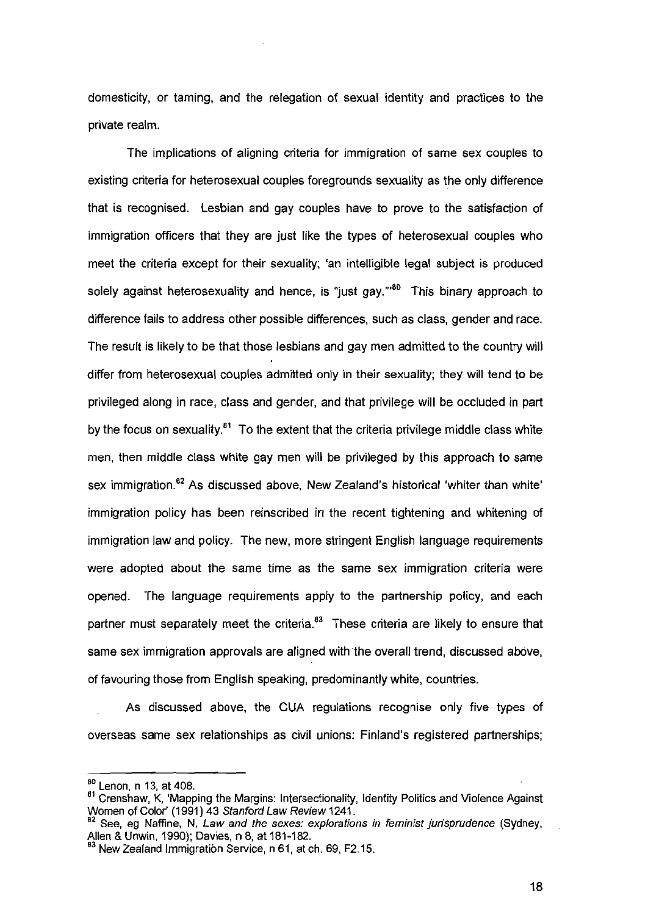domesticity, or taming, and the relegation of sexual identity and practices to the private realm.

The implications of aligning criteria for immigration of same sex couples to existing criteria for heterosexual couples foregrounds sexuality as the only difference that is recognised. Lesbian and gay couples have to prove to the satisfaction of immigration officers that they are just like the types of heterosexual couples who meet the criteria except for their sexuality; 'an intelligible legal subject is produced solely against heterosexuality and hence, is "just gay."'[80] This binary approach to difference fails to address other possible differences, such as class, gender and race. The result is likely to be that those lesbians and gay men admitted to the country will differ from heterosexual couples admitted only in their sexuality; they will tend to be privileged along in race, class and gender, and that privilege will be occluded in part by the focus on sexuality.[81] To the extent that the criteria privilege middle class white men, then middle class white gay men will be privileged by this approach to same sex immigration.[82] As discussed above, New Zealand's historical 'whiter than white' immigration policy has been reinscribed in the recent tightening and whitening of immigration law and policy. The new, more stringent English language requirements were adopted about the same time as the same sex immigration criteria were opened. The language requirements apply to the partnership policy, and each partner must separately meet the criteria.[83] These criteria are likely to ensure that same sex immigration approvals are aligned with the overall trend, discussed above, of favouring those from English speaking, predominantly white, countries.

As discussed above, the CUA regulations recognise only five types of overseas same sex relationships as civil unions: Finland's registered partnerships;

---

[80] Lenon, n 13, at 408.

[81] Crenshaw, K, 'Mapping the Margins: Intersectionality, Identity Politics and Violence Against Women of Color' (1991) 43 *Stanford Law Review* 1241.

[82] See, eg Naffine, N, *Law and the sexes: explorations in feminist jurisprudence* (Sydney, Allen & Unwin, 1990); Davies, n 8, at 181-182.

[83] New Zealand Immigration Service, n 61, at ch. 69, F2.15.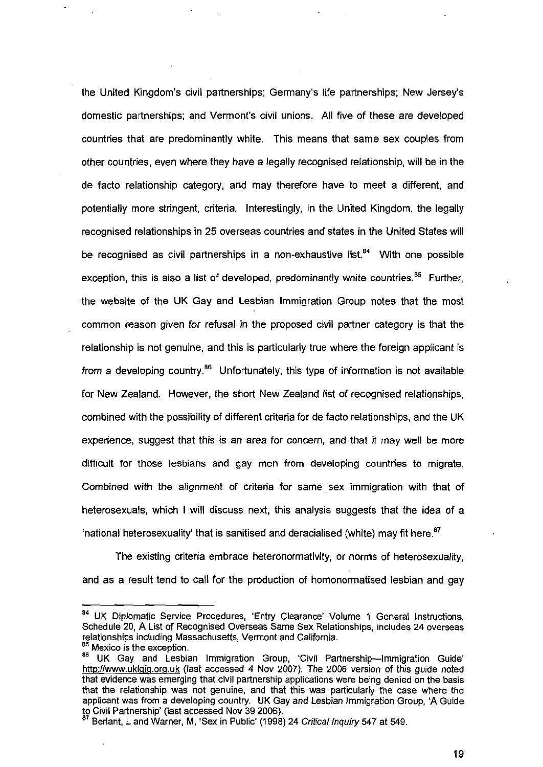the United Kingdom's civil partnerships; Germany's life partnerships; New Jersey's domestic partnerships; and Vermont's civil unions. All five of these are developed countries that are predominantly white. This means that same sex couples from other countries, even where they have a legally recognised relationship, will be in the de facto relationship category, and may therefore have to meet a different, and potentially more stringent, criteria. Interestingly, in the United Kingdom, the legally recognised relationships in 25 overseas countries and states in the United States will be recognised as civil partnerships in a non-exhaustive list.[84] With one possible exception, this is also a list of developed, predominantly white countries.[85] Further, the website of the UK Gay and Lesbian Immigration Group notes that the most common reason given for refusal in the proposed civil partner category is that the relationship is not genuine, and this is particularly true where the foreign applicant is from a developing country.[86] Unfortunately, this type of information is not available for New Zealand. However, the short New Zealand list of recognised relationships, combined with the possibility of different criteria for de facto relationships, and the UK experience, suggest that this is an area for concern, and that it may well be more difficult for those lesbians and gay men from developing countries to migrate. Combined with the alignment of criteria for same sex immigration with that of heterosexuals, which I will discuss next, this analysis suggests that the idea of a 'national heterosexuality' that is sanitised and deracialised (white) may fit here.[87]

The existing criteria embrace heteronormativity, or norms of heterosexuality, and as a result tend to call for the production of homonormatised lesbian and gay

---

[84] UK Diplomatic Service Procedures, 'Entry Clearance' Volume 1 General Instructions, Schedule 20, A List of Recognised Overseas Same Sex Relationships, includes 24 overseas relationships including Massachusetts, Vermont and California.

[85] Mexico is the exception.

[86] UK Gay and Lesbian Immigration Group, 'Civil Partnership—Immigration Guide' http://www.uklgig.org.uk (last accessed 4 Nov 2007). The 2006 version of this guide noted that evidence was emerging that civil partnership applications were being denied on the basis that the relationship was not genuine, and that this was particularly the case where the applicant was from a developing country. UK Gay and Lesbian Immigration Group, 'A Guide to Civil Partnership' (last accessed Nov 39 2006).

[87] Berlant, L and Warner, M, 'Sex in Public' (1998) 24 *Critical Inquiry* 547 at 549.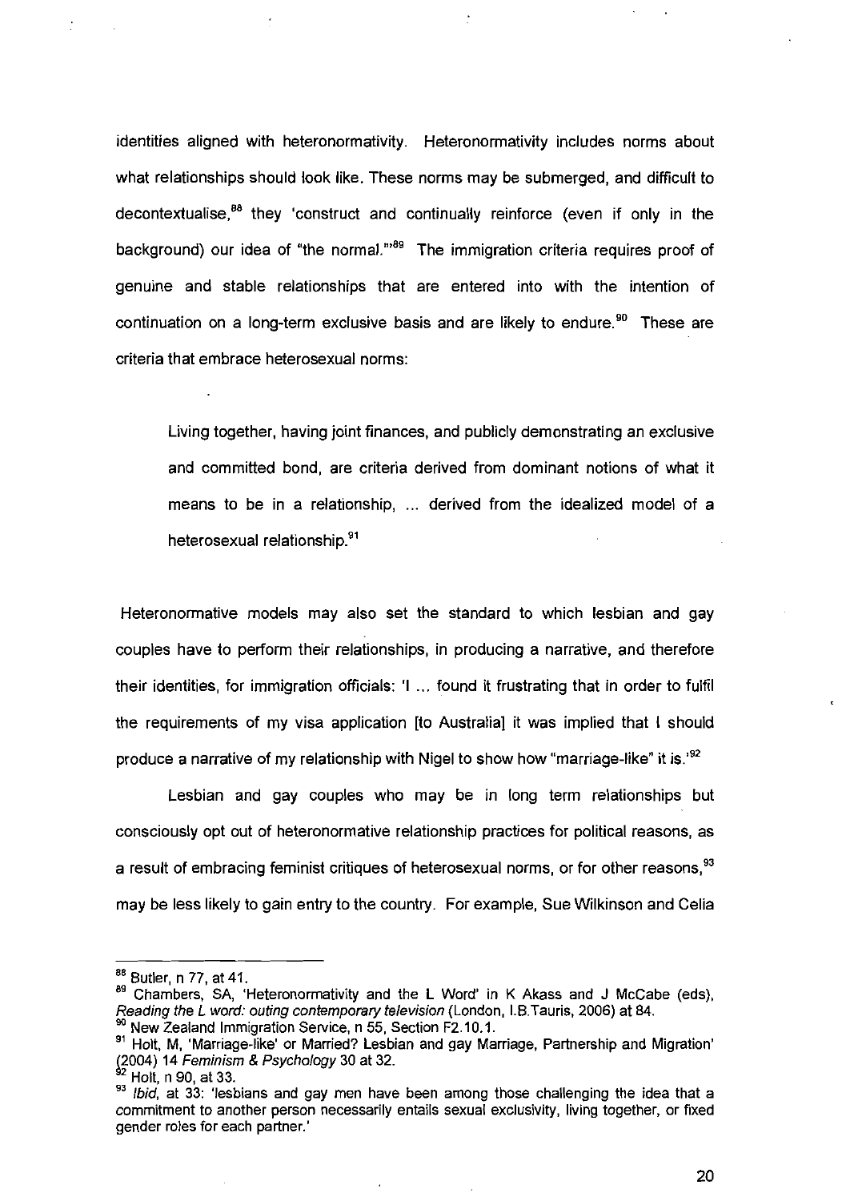identities aligned with heteronormativity. Heteronormativity includes norms about what relationships should look like. These norms may be submerged, and difficult to decontextualise,[88] they 'construct and continually reinforce (even if only in the background) our idea of "the normal."'[89] The immigration criteria requires proof of genuine and stable relationships that are entered into with the intention of continuation on a long-term exclusive basis and are likely to endure.[90] These are criteria that embrace heterosexual norms:

> Living together, having joint finances, and publicly demonstrating an exclusive and committed bond, are criteria derived from dominant notions of what it means to be in a relationship, ... derived from the idealized model of a heterosexual relationship.[91]

Heteronormative models may also set the standard to which lesbian and gay couples have to perform their relationships, in producing a narrative, and therefore their identities, for immigration officials: 'I ... found it frustrating that in order to fulfil the requirements of my visa application [to Australia] it was implied that I should produce a narrative of my relationship with Nigel to show how "marriage-like" it is.'[92]

Lesbian and gay couples who may be in long term relationships but consciously opt out of heteronormative relationship practices for political reasons, as a result of embracing feminist critiques of heterosexual norms, or for other reasons,[93] may be less likely to gain entry to the country. For example, Sue Wilkinson and Celia

---

[88] Butler, n 77, at 41.

[89] Chambers, SA, 'Heteronormativity and the L Word' in K Akass and J McCabe (eds), *Reading the L word: outing contemporary television* (London, I.B.Tauris, 2006) at 84.

[90] New Zealand Immigration Service, n 55, Section F2.10.1.

[91] Holt, M, 'Marriage-like' or Married? Lesbian and gay Marriage, Partnership and Migration' (2004) 14 *Feminism & Psychology* 30 at 32.

[92] Holt, n 90, at 33.

[93] *Ibid*, at 33: 'lesbians and gay men have been among those challenging the idea that a commitment to another person necessarily entails sexual exclusivity, living together, or fixed gender roles for each partner.'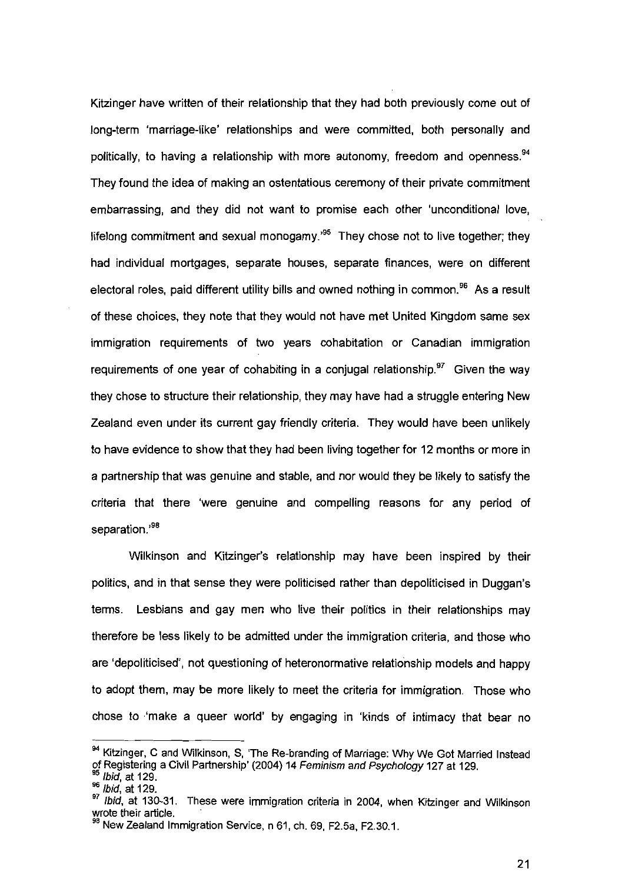Kitzinger have written of their relationship that they had both previously come out of long-term 'marriage-like' relationships and were committed, both personally and politically, to having a relationship with more autonomy, freedom and openness.[94] They found the idea of making an ostentatious ceremony of their private commitment embarrassing, and they did not want to promise each other 'unconditional love, lifelong commitment and sexual monogamy.'[95] They chose not to live together; they had individual mortgages, separate houses, separate finances, were on different electoral roles, paid different utility bills and owned nothing in common.[96] As a result of these choices, they note that they would not have met United Kingdom same sex immigration requirements of two years cohabitation or Canadian immigration requirements of one year of cohabiting in a conjugal relationship.[97] Given the way they chose to structure their relationship, they may have had a struggle entering New Zealand even under its current gay friendly criteria. They would have been unlikely to have evidence to show that they had been living together for 12 months or more in a partnership that was genuine and stable, and nor would they be likely to satisfy the criteria that there 'were genuine and compelling reasons for any period of separation.'[98]

Wilkinson and Kitzinger's relationship may have been inspired by their politics, and in that sense they were politicised rather than depoliticised in Duggan's terms. Lesbians and gay men who live their politics in their relationships may therefore be less likely to be admitted under the immigration criteria, and those who are 'depoliticised', not questioning of heteronormative relationship models and happy to adopt them, may be more likely to meet the criteria for immigration. Those who chose to 'make a queer world' by engaging in 'kinds of intimacy that bear no

---

[94] Kitzinger, C and Wilkinson, S, 'The Re-branding of Marriage: Why We Got Married Instead of Registering a Civil Partnership' (2004) 14 *Feminism and Psychology* 127 at 129.

[95] *Ibid*, at 129.

[96] *Ibid*, at 129.

[97] *Ibid*, at 130-31. These were immigration criteria in 2004, when Kitzinger and Wilkinson wrote their article.

[98] New Zealand Immigration Service, n 61, ch. 69, F2.5a, F2.30.1.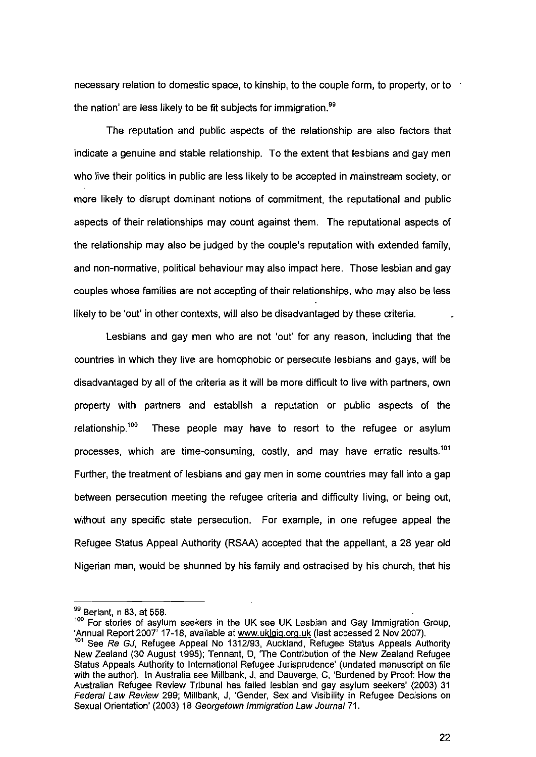necessary relation to domestic space, to kinship, to the couple form, to property, or to the nation' are less likely to be fit subjects for immigration.[99]

The reputation and public aspects of the relationship are also factors that indicate a genuine and stable relationship. To the extent that lesbians and gay men who live their politics in public are less likely to be accepted in mainstream society, or more likely to disrupt dominant notions of commitment, the reputational and public aspects of their relationships may count against them. The reputational aspects of the relationship may also be judged by the couple's reputation with extended family, and non-normative, political behaviour may also impact here. Those lesbian and gay couples whose families are not accepting of their relationships, who may also be less likely to be 'out' in other contexts, will also be disadvantaged by these criteria.

Lesbians and gay men who are not 'out' for any reason, including that the countries in which they live are homophobic or persecute lesbians and gays, will be disadvantaged by all of the criteria as it will be more difficult to live with partners, own property with partners and establish a reputation or public aspects of the relationship.[100] These people may have to resort to the refugee or asylum processes, which are time-consuming, costly, and may have erratic results.[101] Further, the treatment of lesbians and gay men in some countries may fall into a gap between persecution meeting the refugee criteria and difficulty living, or being out, without any specific state persecution. For example, in one refugee appeal the Refugee Status Appeal Authority (RSAA) accepted that the appellant, a 28 year old Nigerian man, would be shunned by his family and ostracised by his church, that his

---

[99] Berlant, n 83, at 558.

[100] For stories of asylum seekers in the UK see UK Lesbian and Gay Immigration Group, 'Annual Report 2007' 17-18, available at www.uklgig.org.uk (last accessed 2 Nov 2007).

[101] See *Re GJ*, Refugee Appeal No 1312/93, Auckland, Refugee Status Appeals Authority New Zealand (30 August 1995); Tennant, D, 'The Contribution of the New Zealand Refugee Status Appeals Authority to International Refugee Jurisprudence' (undated manuscript on file with the author). In Australia see Millbank, J, and Dauverge, C, 'Burdened by Proof: How the Australian Refugee Review Tribunal has failed lesbian and gay asylum seekers' (2003) 31 *Federal Law Review* 299; Millbank, J, 'Gender, Sex and Visibility in Refugee Decisions on Sexual Orientation' (2003) 18 *Georgetown Immigration Law Journal* 71.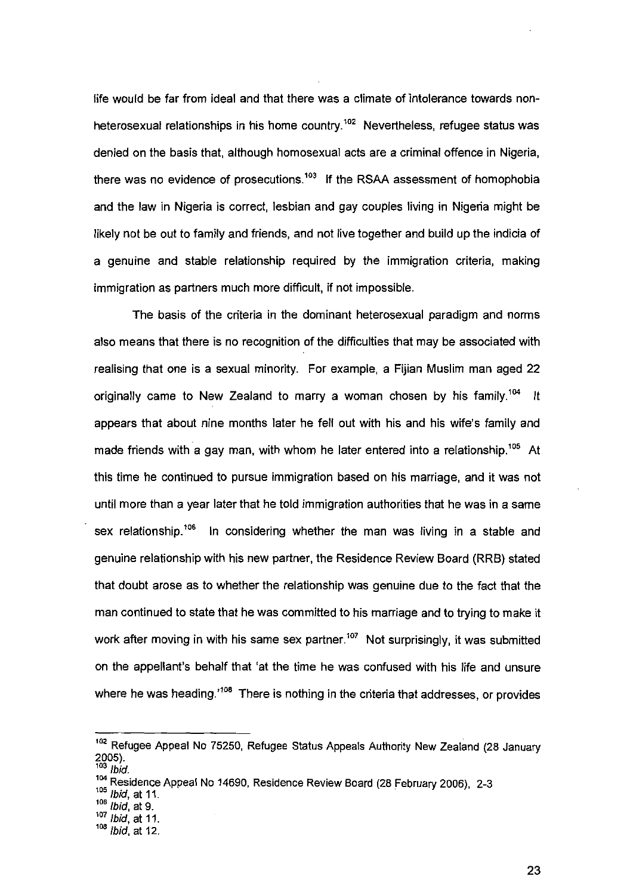life would be far from ideal and that there was a climate of intolerance towards non-heterosexual relationships in his home country.[102] Nevertheless, refugee status was denied on the basis that, although homosexual acts are a criminal offence in Nigeria, there was no evidence of prosecutions.[103] If the RSAA assessment of homophobia and the law in Nigeria is correct, lesbian and gay couples living in Nigeria might be likely not be out to family and friends, and not live together and build up the indicia of a genuine and stable relationship required by the immigration criteria, making immigration as partners much more difficult, if not impossible.

The basis of the criteria in the dominant heterosexual paradigm and norms also means that there is no recognition of the difficulties that may be associated with realising that one is a sexual minority. For example, a Fijian Muslim man aged 22 originally came to New Zealand to marry a woman chosen by his family.[104] It appears that about nine months later he fell out with his and his wife's family and made friends with a gay man, with whom he later entered into a relationship.[105] At this time he continued to pursue immigration based on his marriage, and it was not until more than a year later that he told immigration authorities that he was in a same sex relationship.[106] In considering whether the man was living in a stable and genuine relationship with his new partner, the Residence Review Board (RRB) stated that doubt arose as to whether the relationship was genuine due to the fact that the man continued to state that he was committed to his marriage and to trying to make it work after moving in with his same sex partner.[107] Not surprisingly, it was submitted on the appellant's behalf that 'at the time he was confused with his life and unsure where he was heading.'[108] There is nothing in the criteria that addresses, or provides

---

[102] Refugee Appeal No 75250, Refugee Status Appeals Authority New Zealand (28 January 2005).

[103] *Ibid.*

[104] Residence Appeal No 14690, Residence Review Board (28 February 2006), 2-3

[105] *Ibid*, at 11.

[106] *Ibid*, at 9.

[107] *Ibid*, at 11.

[108] *Ibid*, at 12.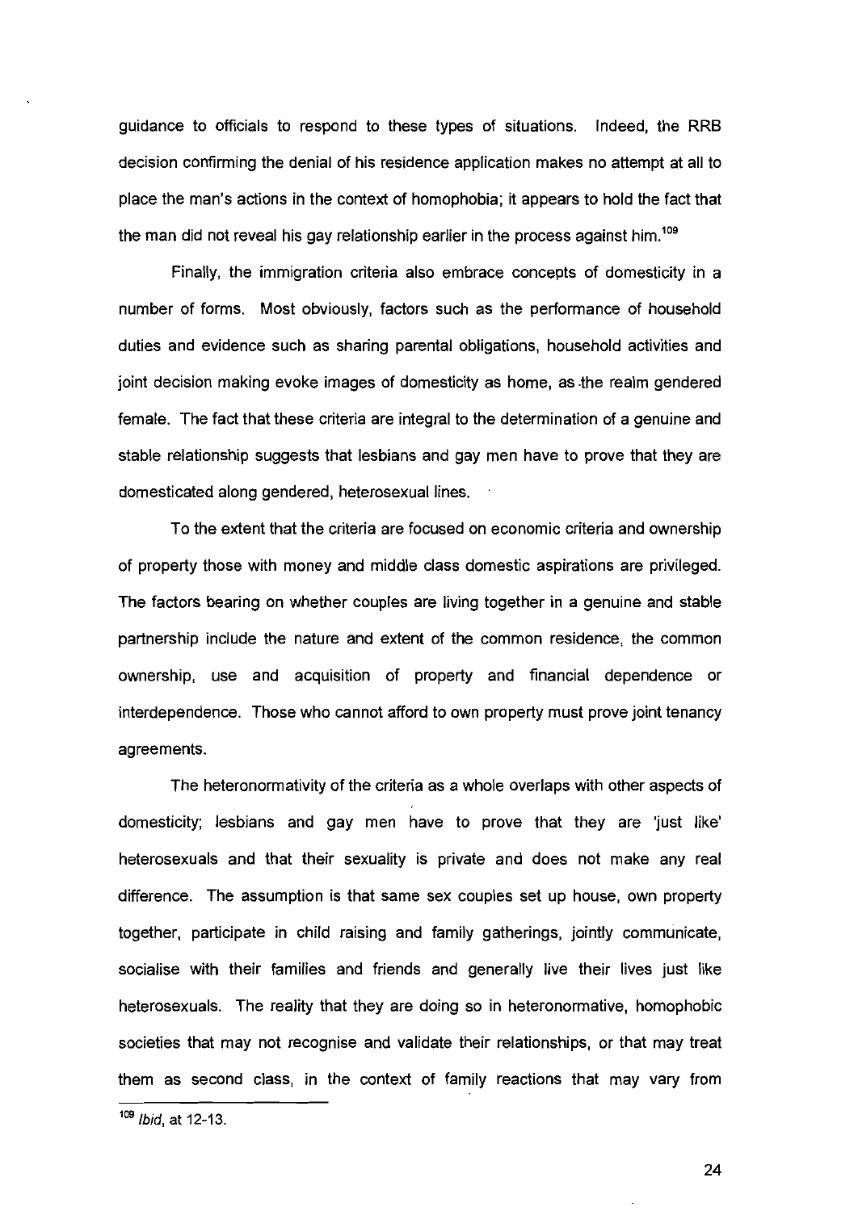guidance to officials to respond to these types of situations. Indeed, the RRB decision confirming the denial of his residence application makes no attempt at all to place the man's actions in the context of homophobia; it appears to hold the fact that the man did not reveal his gay relationship earlier in the process against him.[109]

Finally, the immigration criteria also embrace concepts of domesticity in a number of forms. Most obviously, factors such as the performance of household duties and evidence such as sharing parental obligations, household activities and joint decision making evoke images of domesticity as home, as the realm gendered female. The fact that these criteria are integral to the determination of a genuine and stable relationship suggests that lesbians and gay men have to prove that they are domesticated along gendered, heterosexual lines.

To the extent that the criteria are focused on economic criteria and ownership of property those with money and middle class domestic aspirations are privileged. The factors bearing on whether couples are living together in a genuine and stable partnership include the nature and extent of the common residence, the common ownership, use and acquisition of property and financial dependence or interdependence. Those who cannot afford to own property must prove joint tenancy agreements.

The heteronormativity of the criteria as a whole overlaps with other aspects of domesticity; lesbians and gay men have to prove that they are 'just like' heterosexuals and that their sexuality is private and does not make any real difference. The assumption is that same sex couples set up house, own property together, participate in child raising and family gatherings, jointly communicate, socialise with their families and friends and generally live their lives just like heterosexuals. The reality that they are doing so in heteronormative, homophobic societies that may not recognise and validate their relationships, or that may treat them as second class, in the context of family reactions that may vary from

[109] *Ibid*, at 12-13.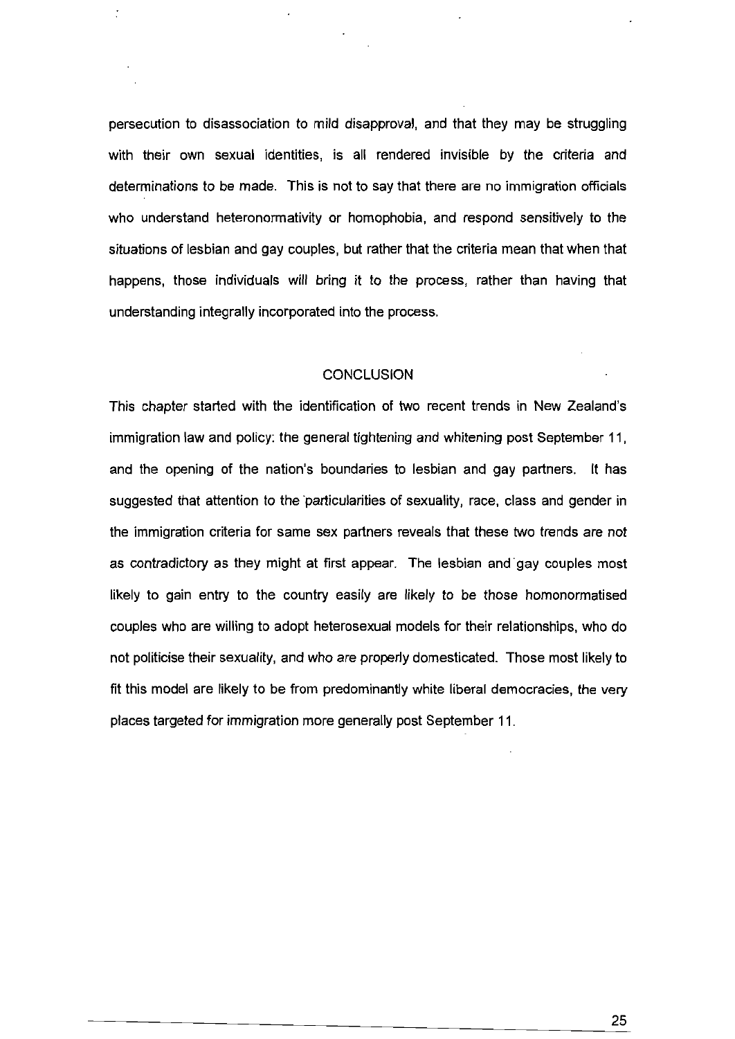persecution to disassociation to mild disapproval, and that they may be struggling with their own sexual identities, is all rendered invisible by the criteria and determinations to be made. This is not to say that there are no immigration officials who understand heteronormativity or homophobia, and respond sensitively to the situations of lesbian and gay couples, but rather that the criteria mean that when that happens, those individuals will bring it to the process, rather than having that understanding integrally incorporated into the process.

## CONCLUSION

This chapter started with the identification of two recent trends in New Zealand's immigration law and policy: the general tightening and whitening post September 11, and the opening of the nation's boundaries to lesbian and gay partners. It has suggested that attention to the particularities of sexuality, race, class and gender in the immigration criteria for same sex partners reveals that these two trends are not as contradictory as they might at first appear. The lesbian and gay couples most likely to gain entry to the country easily are likely to be those homonormatised couples who are willing to adopt heterosexual models for their relationships, who do not politicise their sexuality, and who are properly domesticated. Those most likely to fit this model are likely to be from predominantly white liberal democracies, the very places targeted for immigration more generally post September 11.